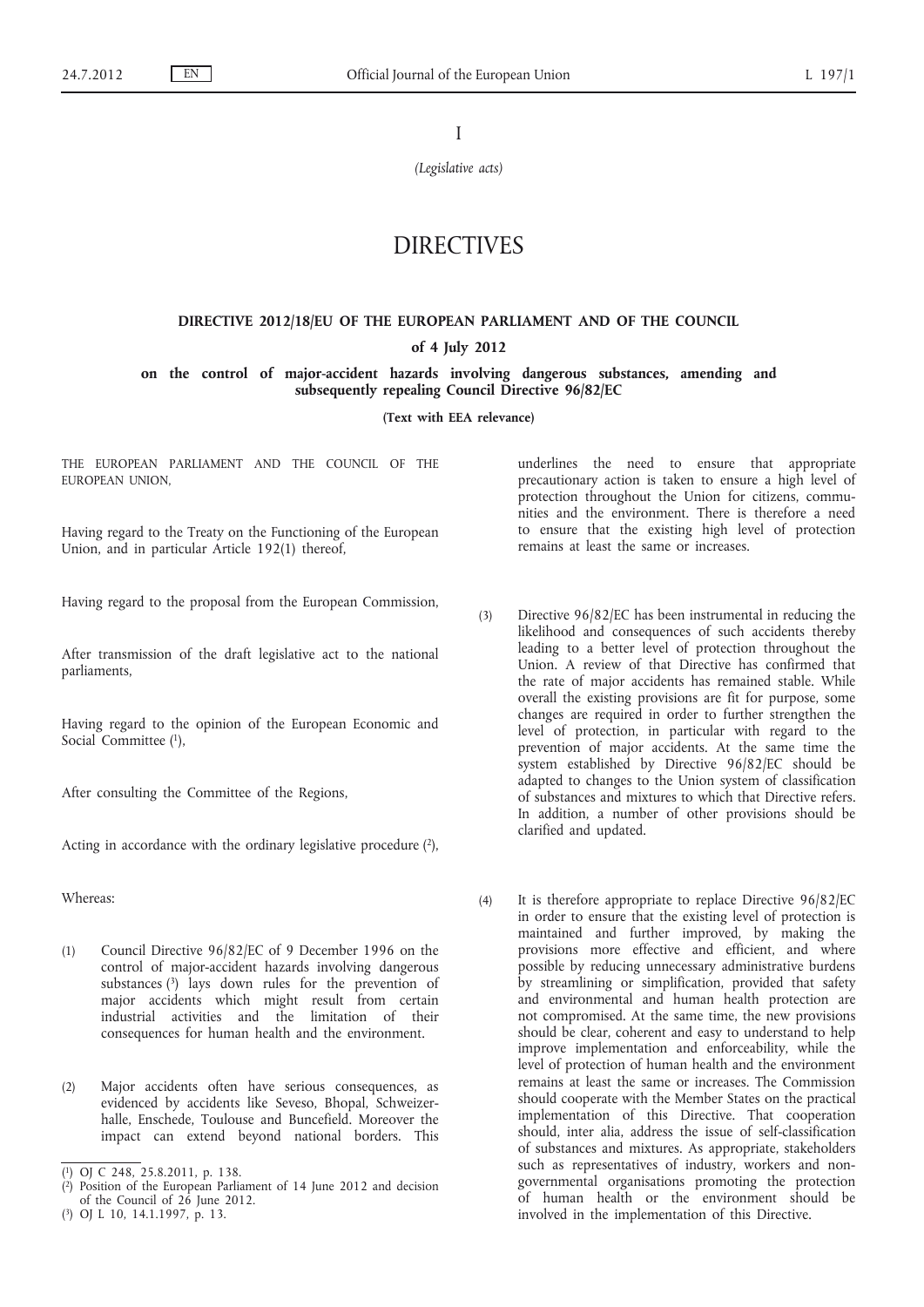I

*(Legislative acts)*

# DIRECTIVES

## DIRECTIVE 2012/18/EU OF THE EUROPEAN PARLIAMENT AND OF THE COUNCIL

### of 4 July 2012

### on the control of major-accident hazards involving dangerous substances, amending and subsequently repealing Council Directive 96/82/EC

**(Text with EEA relevance)**

THE EUROPEAN PARLIAMENT AND THE COUNCIL OF THE EUROPEAN UNION,

Having regard to the Treaty on the Functioning of the European Union, and in particular Article 192(1) thereof,

Having regard to the proposal from the European Commission,

After transmission of the draft legislative act to the national parliaments,

Having regard to the opinion of the European Economic and Social Committee [1],

After consulting the Committee of the Regions,

Acting in accordance with the ordinary legislative procedure [2],

Whereas:

(1) Council Directive 96/82/EC of 9 December 1996 on the control of major-accident hazards involving dangerous substances [3] lays down rules for the prevention of major accidents which might result from certain industrial activities and the limitation of their consequences for human health and the environment.

(2) Major accidents often have serious consequences, as evidenced by accidents like Seveso, Bhopal, Schweizerhalle, Enschede, Toulouse and Buncefield. Moreover the impact can extend beyond national borders. This underlines the need to ensure that appropriate precautionary action is taken to ensure a high level of protection throughout the Union for citizens, communities and the environment. There is therefore a need to ensure that the existing high level of protection remains at least the same or increases.

(3) Directive 96/82/EC has been instrumental in reducing the likelihood and consequences of such accidents thereby leading to a better level of protection throughout the Union. A review of that Directive has confirmed that the rate of major accidents has remained stable. While overall the existing provisions are fit for purpose, some changes are required in order to further strengthen the level of protection, in particular with regard to the prevention of major accidents. At the same time the system established by Directive 96/82/EC should be adapted to changes to the Union system of classification of substances and mixtures to which that Directive refers. In addition, a number of other provisions should be clarified and updated.

(4) It is therefore appropriate to replace Directive 96/82/EC in order to ensure that the existing level of protection is maintained and further improved, by making the provisions more effective and efficient, and where possible by reducing unnecessary administrative burdens by streamlining or simplification, provided that safety and environmental and human health protection are not compromised. At the same time, the new provisions should be clear, coherent and easy to understand to help improve implementation and enforceability, while the level of protection of human health and the environment remains at least the same or increases. The Commission should cooperate with the Member States on the practical implementation of this Directive. That cooperation should, inter alia, address the issue of self-classification of substances and mixtures. As appropriate, stakeholders such as representatives of industry, workers and non-governmental organisations promoting the protection of human health or the environment should be involved in the implementation of this Directive.

---

[1] OJ C 248, 25.8.2011, p. 138.

[2] Position of the European Parliament of 14 June 2012 and decision of the Council of 26 June 2012.

[3] OJ L 10, 14.1.1997, p. 13.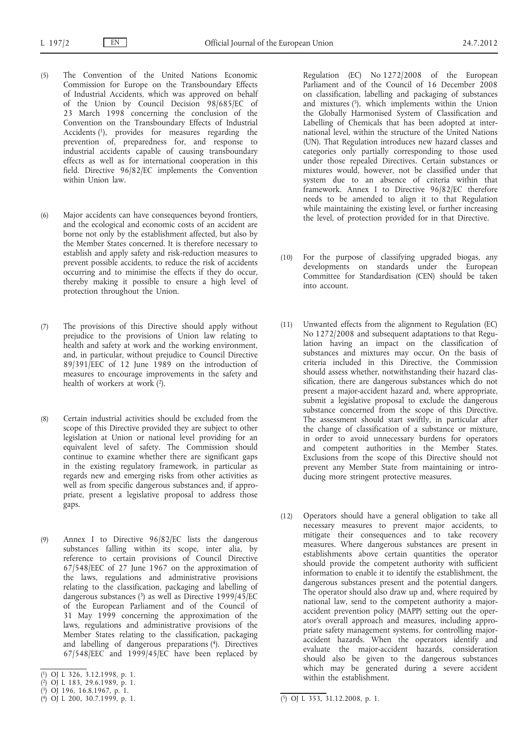(5) The Convention of the United Nations Economic Commission for Europe on the Transboundary Effects of Industrial Accidents, which was approved on behalf of the Union by Council Decision 98/685/EC of 23 March 1998 concerning the conclusion of the Convention on the Transboundary Effects of Industrial Accidents [1], provides for measures regarding the prevention of, preparedness for, and response to industrial accidents capable of causing transboundary effects as well as for international cooperation in this field. Directive 96/82/EC implements the Convention within Union law.

(6) Major accidents can have consequences beyond frontiers, and the ecological and economic costs of an accident are borne not only by the establishment affected, but also by the Member States concerned. It is therefore necessary to establish and apply safety and risk-reduction measures to prevent possible accidents, to reduce the risk of accidents occurring and to minimise the effects if they do occur, thereby making it possible to ensure a high level of protection throughout the Union.

(7) The provisions of this Directive should apply without prejudice to the provisions of Union law relating to health and safety at work and the working environment, and, in particular, without prejudice to Council Directive 89/391/EEC of 12 June 1989 on the introduction of measures to encourage improvements in the safety and health of workers at work [2].

(8) Certain industrial activities should be excluded from the scope of this Directive provided they are subject to other legislation at Union or national level providing for an equivalent level of safety. The Commission should continue to examine whether there are significant gaps in the existing regulatory framework, in particular as regards new and emerging risks from other activities as well as from specific dangerous substances and, if appropriate, present a legislative proposal to address those gaps.

(9) Annex I to Directive 96/82/EC lists the dangerous substances falling within its scope, inter alia, by reference to certain provisions of Council Directive 67/548/EEC of 27 June 1967 on the approximation of the laws, regulations and administrative provisions relating to the classification, packaging and labelling of dangerous substances [3] as well as Directive 1999/45/EC of the European Parliament and of the Council of 31 May 1999 concerning the approximation of the laws, regulations and administrative provisions of the Member States relating to the classification, packaging and labelling of dangerous preparations [4]. Directives 67/548/EEC and 1999/45/EC have been replaced by Regulation (EC) No 1272/2008 of the European Parliament and of the Council of 16 December 2008 on classification, labelling and packaging of substances and mixtures [5], which implements within the Union the Globally Harmonised System of Classification and Labelling of Chemicals that has been adopted at international level, within the structure of the United Nations (UN). That Regulation introduces new hazard classes and categories only partially corresponding to those used under those repealed Directives. Certain substances or mixtures would, however, not be classified under that system due to an absence of criteria within that framework. Annex I to Directive 96/82/EC therefore needs to be amended to align it to that Regulation while maintaining the existing level, or further increasing the level, of protection provided for in that Directive.

(10) For the purpose of classifying upgraded biogas, any developments on standards under the European Committee for Standardisation (CEN) should be taken into account.

(11) Unwanted effects from the alignment to Regulation (EC) No 1272/2008 and subsequent adaptations to that Regulation having an impact on the classification of substances and mixtures may occur. On the basis of criteria included in this Directive, the Commission should assess whether, notwithstanding their hazard classification, there are dangerous substances which do not present a major-accident hazard and, where appropriate, submit a legislative proposal to exclude the dangerous substance concerned from the scope of this Directive. The assessment should start swiftly, in particular after the change of classification of a substance or mixture, in order to avoid unnecessary burdens for operators and competent authorities in the Member States. Exclusions from the scope of this Directive should not prevent any Member State from maintaining or introducing more stringent protective measures.

(12) Operators should have a general obligation to take all necessary measures to prevent major accidents, to mitigate their consequences and to take recovery measures. Where dangerous substances are present in establishments above certain quantities the operator should provide the competent authority with sufficient information to enable it to identify the establishment, the dangerous substances present and the potential dangers. The operator should also draw up and, where required by national law, send to the competent authority a major-accident prevention policy (MAPP) setting out the operator's overall approach and measures, including appropriate safety management systems, for controlling major-accident hazards. When the operators identify and evaluate the major-accident hazards, consideration should also be given to the dangerous substances which may be generated during a severe accident within the establishment.

---

[1] OJ L 326, 3.12.1998, p. 1.

[2] OJ L 183, 29.6.1989, p. 1.

[3] OJ 196, 16.8.1967, p. 1.

[4] OJ L 200, 30.7.1999, p. 1.

[5] OJ L 353, 31.12.2008, p. 1.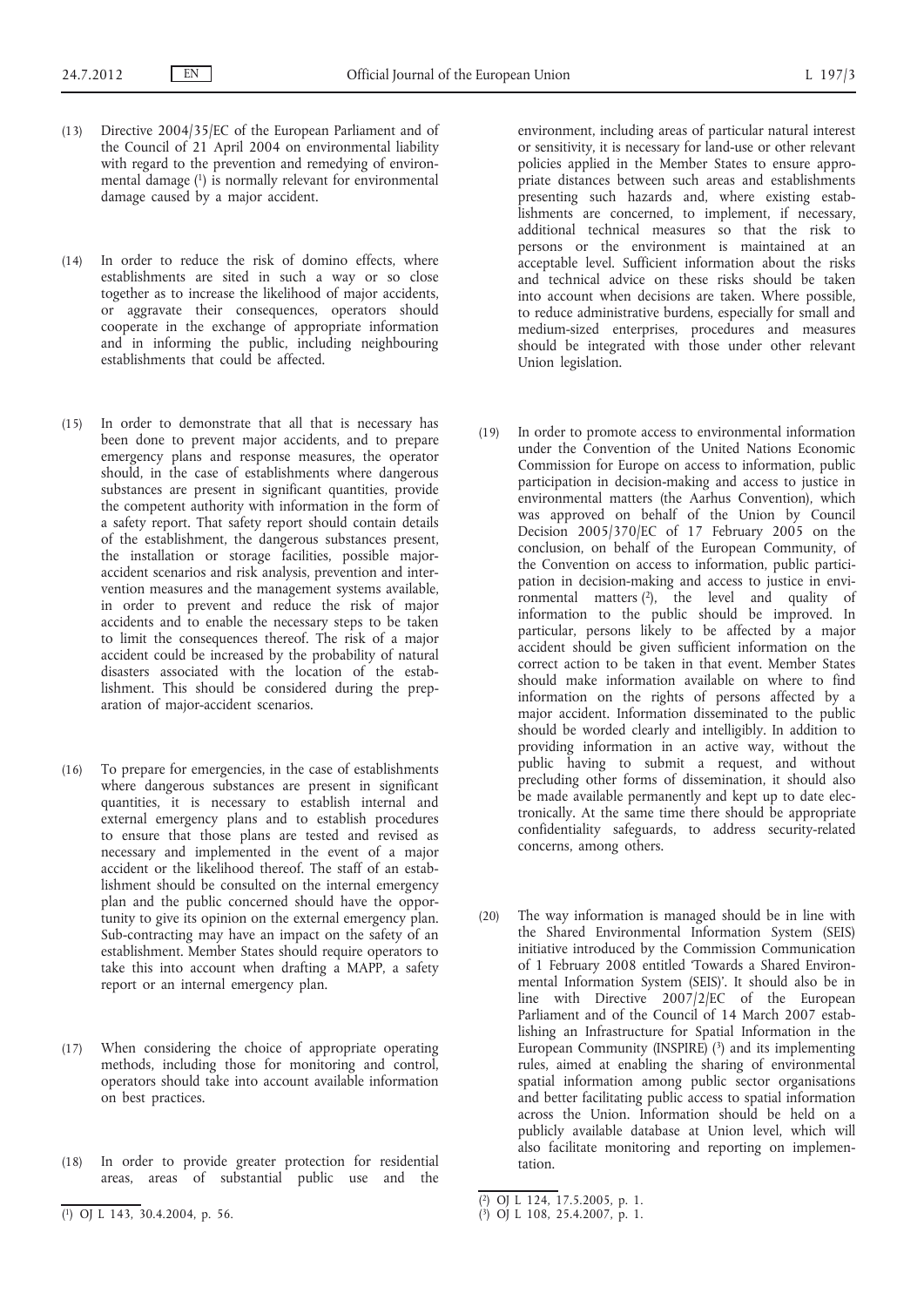(13) Directive 2004/35/EC of the European Parliament and of the Council of 21 April 2004 on environmental liability with regard to the prevention and remedying of environmental damage [1] is normally relevant for environmental damage caused by a major accident.

(14) In order to reduce the risk of domino effects, where establishments are sited in such a way or so close together as to increase the likelihood of major accidents, or aggravate their consequences, operators should cooperate in the exchange of appropriate information and in informing the public, including neighbouring establishments that could be affected.

(15) In order to demonstrate that all that is necessary has been done to prevent major accidents, and to prepare emergency plans and response measures, the operator should, in the case of establishments where dangerous substances are present in significant quantities, provide the competent authority with information in the form of a safety report. That safety report should contain details of the establishment, the dangerous substances present, the installation or storage facilities, possible major-accident scenarios and risk analysis, prevention and intervention measures and the management systems available, in order to prevent and reduce the risk of major accidents and to enable the necessary steps to be taken to limit the consequences thereof. The risk of a major accident could be increased by the probability of natural disasters associated with the location of the establishment. This should be considered during the preparation of major-accident scenarios.

(16) To prepare for emergencies, in the case of establishments where dangerous substances are present in significant quantities, it is necessary to establish internal and external emergency plans and to establish procedures to ensure that those plans are tested and revised as necessary and implemented in the event of a major accident or the likelihood thereof. The staff of an establishment should be consulted on the internal emergency plan and the public concerned should have the opportunity to give its opinion on the external emergency plan. Sub-contracting may have an impact on the safety of an establishment. Member States should require operators to take this into account when drafting a MAPP, a safety report or an internal emergency plan.

(17) When considering the choice of appropriate operating methods, including those for monitoring and control, operators should take into account available information on best practices.

(18) In order to provide greater protection for residential areas, areas of substantial public use and the environment, including areas of particular natural interest or sensitivity, it is necessary for land-use or other relevant policies applied in the Member States to ensure appropriate distances between such areas and establishments presenting such hazards and, where existing establishments are concerned, to implement, if necessary, additional technical measures so that the risk to persons or the environment is maintained at an acceptable level. Sufficient information about the risks and technical advice on these risks should be taken into account when decisions are taken. Where possible, to reduce administrative burdens, especially for small and medium-sized enterprises, procedures and measures should be integrated with those under other relevant Union legislation.

(19) In order to promote access to environmental information under the Convention of the United Nations Economic Commission for Europe on access to information, public participation in decision-making and access to justice in environmental matters (the Aarhus Convention), which was approved on behalf of the Union by Council Decision 2005/370/EC of 17 February 2005 on the conclusion, on behalf of the European Community, of the Convention on access to information, public participation in decision-making and access to justice in environmental matters [2], the level and quality of information to the public should be improved. In particular, persons likely to be affected by a major accident should be given sufficient information on the correct action to be taken in that event. Member States should make information available on where to find information on the rights of persons affected by a major accident. Information disseminated to the public should be worded clearly and intelligibly. In addition to providing information in an active way, without the public having to submit a request, and without precluding other forms of dissemination, it should also be made available permanently and kept up to date electronically. At the same time there should be appropriate confidentiality safeguards, to address security-related concerns, among others.

(20) The way information is managed should be in line with the Shared Environmental Information System (SEIS) initiative introduced by the Commission Communication of 1 February 2008 entitled 'Towards a Shared Environmental Information System (SEIS)'. It should also be in line with Directive 2007/2/EC of the European Parliament and of the Council of 14 March 2007 establishing an Infrastructure for Spatial Information in the European Community (INSPIRE) [3] and its implementing rules, aimed at enabling the sharing of environmental spatial information among public sector organisations and better facilitating public access to spatial information across the Union. Information should be held on a publicly available database at Union level, which will also facilitate monitoring and reporting on implementation.

---

[1] OJ L 143, 30.4.2004, p. 56.

[2] OJ L 124, 17.5.2005, p. 1.

[3] OJ L 108, 25.4.2007, p. 1.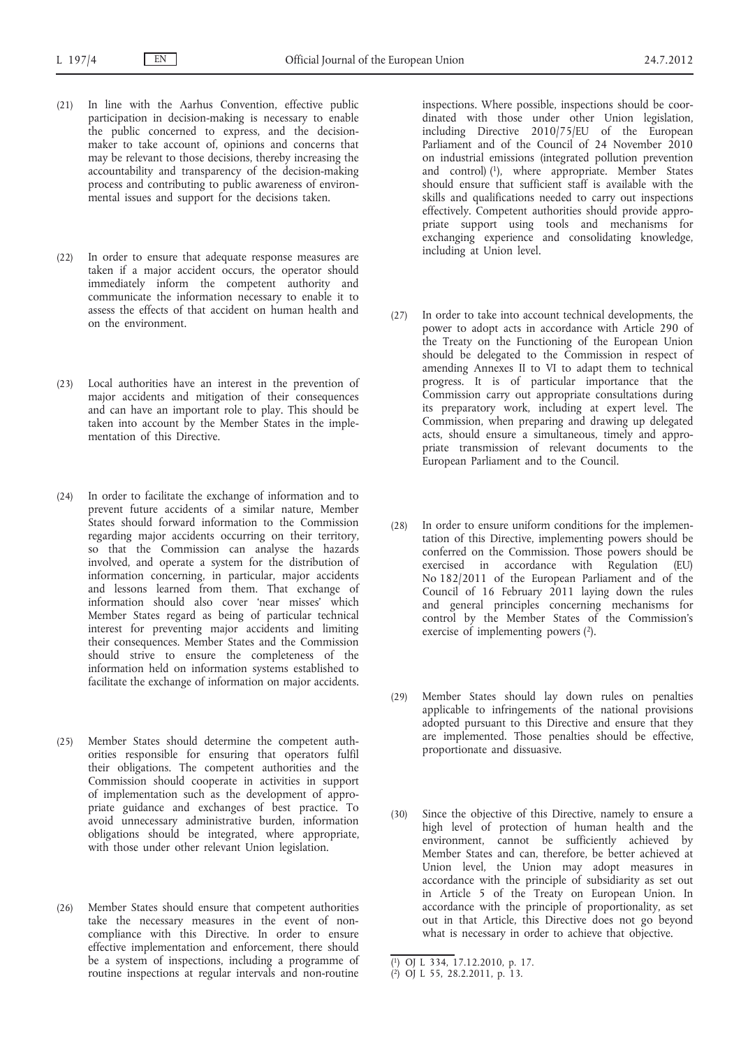(21) In line with the Aarhus Convention, effective public participation in decision-making is necessary to enable the public concerned to express, and the decision-maker to take account of, opinions and concerns that may be relevant to those decisions, thereby increasing the accountability and transparency of the decision-making process and contributing to public awareness of environmental issues and support for the decisions taken.

(22) In order to ensure that adequate response measures are taken if a major accident occurs, the operator should immediately inform the competent authority and communicate the information necessary to enable it to assess the effects of that accident on human health and on the environment.

(23) Local authorities have an interest in the prevention of major accidents and mitigation of their consequences and can have an important role to play. This should be taken into account by the Member States in the implementation of this Directive.

(24) In order to facilitate the exchange of information and to prevent future accidents of a similar nature, Member States should forward information to the Commission regarding major accidents occurring on their territory, so that the Commission can analyse the hazards involved, and operate a system for the distribution of information concerning, in particular, major accidents and lessons learned from them. That exchange of information should also cover 'near misses' which Member States regard as being of particular technical interest for preventing major accidents and limiting their consequences. Member States and the Commission should strive to ensure the completeness of the information held on information systems established to facilitate the exchange of information on major accidents.

(25) Member States should determine the competent authorities responsible for ensuring that operators fulfil their obligations. The competent authorities and the Commission should cooperate in activities in support of implementation such as the development of appropriate guidance and exchanges of best practice. To avoid unnecessary administrative burden, information obligations should be integrated, where appropriate, with those under other relevant Union legislation.

(26) Member States should ensure that competent authorities take the necessary measures in the event of non-compliance with this Directive. In order to ensure effective implementation and enforcement, there should be a system of inspections, including a programme of routine inspections at regular intervals and non-routine inspections. Where possible, inspections should be coordinated with those under other Union legislation, including Directive 2010/75/EU of the European Parliament and of the Council of 24 November 2010 on industrial emissions (integrated pollution prevention and control) [1], where appropriate. Member States should ensure that sufficient staff is available with the skills and qualifications needed to carry out inspections effectively. Competent authorities should provide appropriate support using tools and mechanisms for exchanging experience and consolidating knowledge, including at Union level.

(27) In order to take into account technical developments, the power to adopt acts in accordance with Article 290 of the Treaty on the Functioning of the European Union should be delegated to the Commission in respect of amending Annexes II to VI to adapt them to technical progress. It is of particular importance that the Commission carry out appropriate consultations during its preparatory work, including at expert level. The Commission, when preparing and drawing up delegated acts, should ensure a simultaneous, timely and appropriate transmission of relevant documents to the European Parliament and to the Council.

(28) In order to ensure uniform conditions for the implementation of this Directive, implementing powers should be conferred on the Commission. Those powers should be exercised in accordance with Regulation (EU) No 182/2011 of the European Parliament and of the Council of 16 February 2011 laying down the rules and general principles concerning mechanisms for control by the Member States of the Commission's exercise of implementing powers [2].

(29) Member States should lay down rules on penalties applicable to infringements of the national provisions adopted pursuant to this Directive and ensure that they are implemented. Those penalties should be effective, proportionate and dissuasive.

(30) Since the objective of this Directive, namely to ensure a high level of protection of human health and the environment, cannot be sufficiently achieved by Member States and can, therefore, be better achieved at Union level, the Union may adopt measures in accordance with the principle of subsidiarity as set out in Article 5 of the Treaty on European Union. In accordance with the principle of proportionality, as set out in that Article, this Directive does not go beyond what is necessary in order to achieve that objective.

---

[1] OJ L 334, 17.12.2010, p. 17.

[2] OJ L 55, 28.2.2011, p. 13.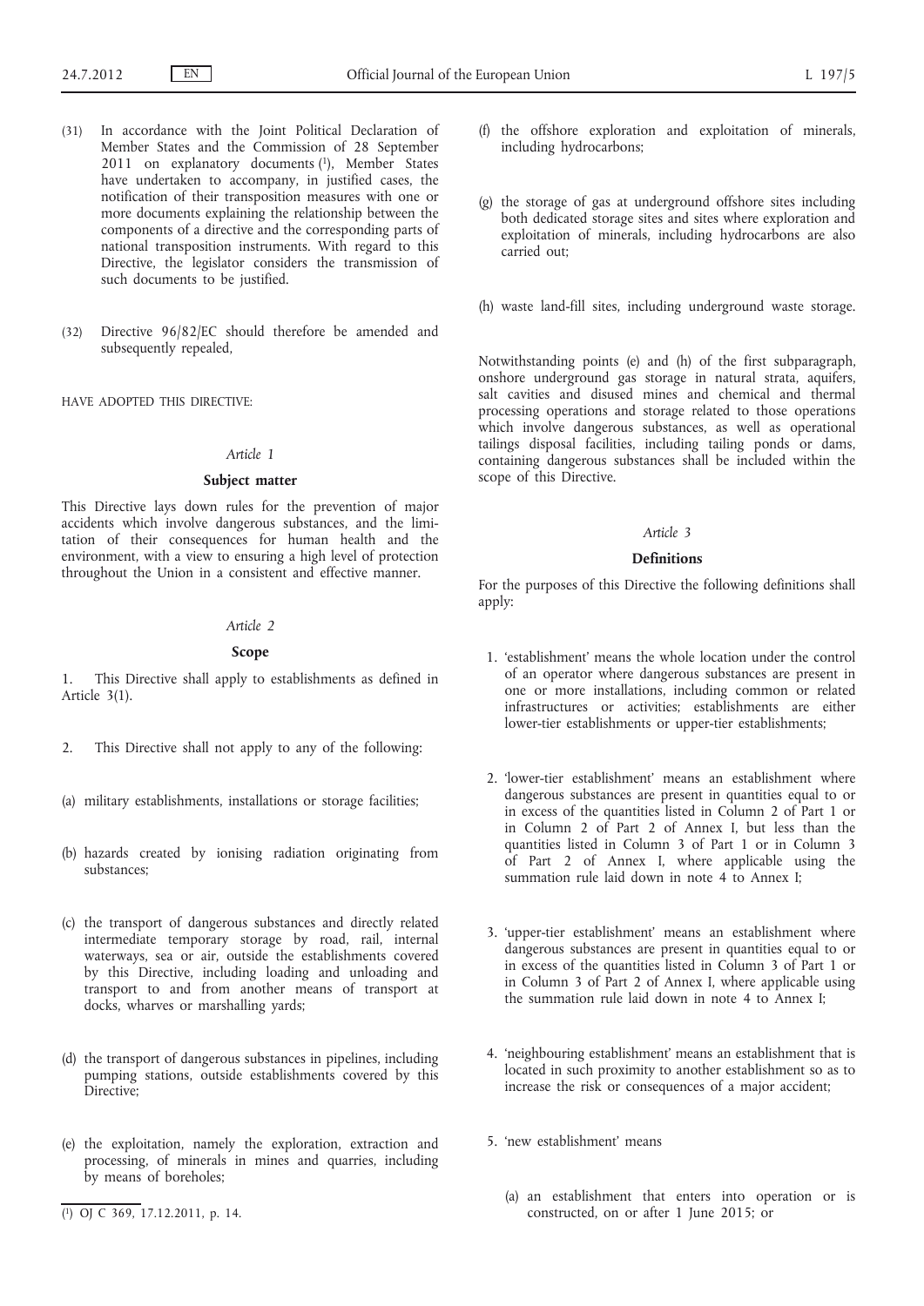(31) In accordance with the Joint Political Declaration of Member States and the Commission of 28 September 2011 on explanatory documents [1], Member States have undertaken to accompany, in justified cases, the notification of their transposition measures with one or more documents explaining the relationship between the components of a directive and the corresponding parts of national transposition instruments. With regard to this Directive, the legislator considers the transmission of such documents to be justified.

(32) Directive 96/82/EC should therefore be amended and subsequently repealed,

HAVE ADOPTED THIS DIRECTIVE:

*Article 1*

**Subject matter**

This Directive lays down rules for the prevention of major accidents which involve dangerous substances, and the limitation of their consequences for human health and the environment, with a view to ensuring a high level of protection throughout the Union in a consistent and effective manner.

*Article 2*

**Scope**

1. This Directive shall apply to establishments as defined in Article 3(1).

2. This Directive shall not apply to any of the following:

(a) military establishments, installations or storage facilities;

(b) hazards created by ionising radiation originating from substances;

(c) the transport of dangerous substances and directly related intermediate temporary storage by road, rail, internal waterways, sea or air, outside the establishments covered by this Directive, including loading and unloading and transport to and from another means of transport at docks, wharves or marshalling yards;

(d) the transport of dangerous substances in pipelines, including pumping stations, outside establishments covered by this Directive;

(e) the exploitation, namely the exploration, extraction and processing, of minerals in mines and quarries, including by means of boreholes;

(f) the offshore exploration and exploitation of minerals, including hydrocarbons;

(g) the storage of gas at underground offshore sites including both dedicated storage sites and sites where exploration and exploitation of minerals, including hydrocarbons are also carried out;

(h) waste land-fill sites, including underground waste storage.

Notwithstanding points (e) and (h) of the first subparagraph, onshore underground gas storage in natural strata, aquifers, salt cavities and disused mines and chemical and thermal processing operations and storage related to those operations which involve dangerous substances, as well as operational tailings disposal facilities, including tailing ponds or dams, containing dangerous substances shall be included within the scope of this Directive.

*Article 3*

**Definitions**

For the purposes of this Directive the following definitions shall apply:

1. 'establishment' means the whole location under the control of an operator where dangerous substances are present in one or more installations, including common or related infrastructures or activities; establishments are either lower-tier establishments or upper-tier establishments;

2. 'lower-tier establishment' means an establishment where dangerous substances are present in quantities equal to or in excess of the quantities listed in Column 2 of Part 1 or in Column 2 of Part 2 of Annex I, but less than the quantities listed in Column 3 of Part 1 or in Column 3 of Part 2 of Annex I, where applicable using the summation rule laid down in note 4 to Annex I;

3. 'upper-tier establishment' means an establishment where dangerous substances are present in quantities equal to or in excess of the quantities listed in Column 3 of Part 1 or in Column 3 of Part 2 of Annex I, where applicable using the summation rule laid down in note 4 to Annex I;

4. 'neighbouring establishment' means an establishment that is located in such proximity to another establishment so as to increase the risk or consequences of a major accident;

5. 'new establishment' means

   (a) an establishment that enters into operation or is constructed, on or after 1 June 2015; or

[1] OJ C 369, 17.12.2011, p. 14.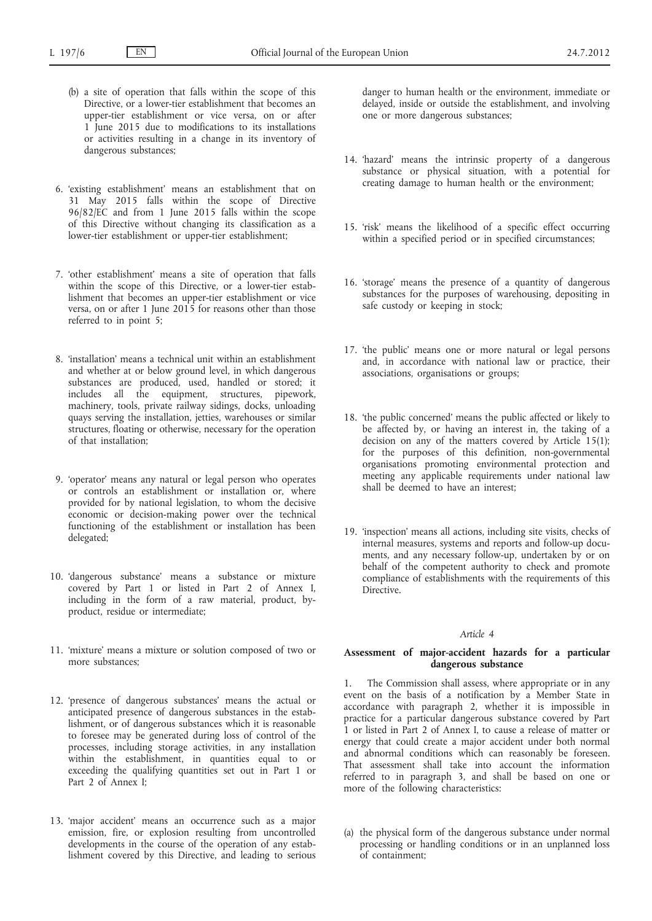(b) a site of operation that falls within the scope of this Directive, or a lower-tier establishment that becomes an upper-tier establishment or vice versa, on or after 1 June 2015 due to modifications to its installations or activities resulting in a change in its inventory of dangerous substances;

6. 'existing establishment' means an establishment that on 31 May 2015 falls within the scope of Directive 96/82/EC and from 1 June 2015 falls within the scope of this Directive without changing its classification as a lower-tier establishment or upper-tier establishment;

7. 'other establishment' means a site of operation that falls within the scope of this Directive, or a lower-tier establishment that becomes an upper-tier establishment or vice versa, on or after 1 June 2015 for reasons other than those referred to in point 5;

8. 'installation' means a technical unit within an establishment and whether at or below ground level, in which dangerous substances are produced, used, handled or stored; it includes all the equipment, structures, pipework, machinery, tools, private railway sidings, docks, unloading quays serving the installation, jetties, warehouses or similar structures, floating or otherwise, necessary for the operation of that installation;

9. 'operator' means any natural or legal person who operates or controls an establishment or installation or, where provided for by national legislation, to whom the decisive economic or decision-making power over the technical functioning of the establishment or installation has been delegated;

10. 'dangerous substance' means a substance or mixture covered by Part 1 or listed in Part 2 of Annex I, including in the form of a raw material, product, by-product, residue or intermediate;

11. 'mixture' means a mixture or solution composed of two or more substances;

12. 'presence of dangerous substances' means the actual or anticipated presence of dangerous substances in the establishment, or of dangerous substances which it is reasonable to foresee may be generated during loss of control of the processes, including storage activities, in any installation within the establishment, in quantities equal to or exceeding the qualifying quantities set out in Part 1 or Part 2 of Annex I;

13. 'major accident' means an occurrence such as a major emission, fire, or explosion resulting from uncontrolled developments in the course of the operation of any establishment covered by this Directive, and leading to serious danger to human health or the environment, immediate or delayed, inside or outside the establishment, and involving one or more dangerous substances;

14. 'hazard' means the intrinsic property of a dangerous substance or physical situation, with a potential for creating damage to human health or the environment;

15. 'risk' means the likelihood of a specific effect occurring within a specified period or in specified circumstances;

16. 'storage' means the presence of a quantity of dangerous substances for the purposes of warehousing, depositing in safe custody or keeping in stock;

17. 'the public' means one or more natural or legal persons and, in accordance with national law or practice, their associations, organisations or groups;

18. 'the public concerned' means the public affected or likely to be affected by, or having an interest in, the taking of a decision on any of the matters covered by Article 15(1); for the purposes of this definition, non-governmental organisations promoting environmental protection and meeting any applicable requirements under national law shall be deemed to have an interest;

19. 'inspection' means all actions, including site visits, checks of internal measures, systems and reports and follow-up documents, and any necessary follow-up, undertaken by or on behalf of the competent authority to check and promote compliance of establishments with the requirements of this Directive.

*Article 4*

**Assessment of major-accident hazards for a particular dangerous substance**

1. The Commission shall assess, where appropriate or in any event on the basis of a notification by a Member State in accordance with paragraph 2, whether it is impossible in practice for a particular dangerous substance covered by Part 1 or listed in Part 2 of Annex I, to cause a release of matter or energy that could create a major accident under both normal and abnormal conditions which can reasonably be foreseen. That assessment shall take into account the information referred to in paragraph 3, and shall be based on one or more of the following characteristics:

(a) the physical form of the dangerous substance under normal processing or handling conditions or in an unplanned loss of containment;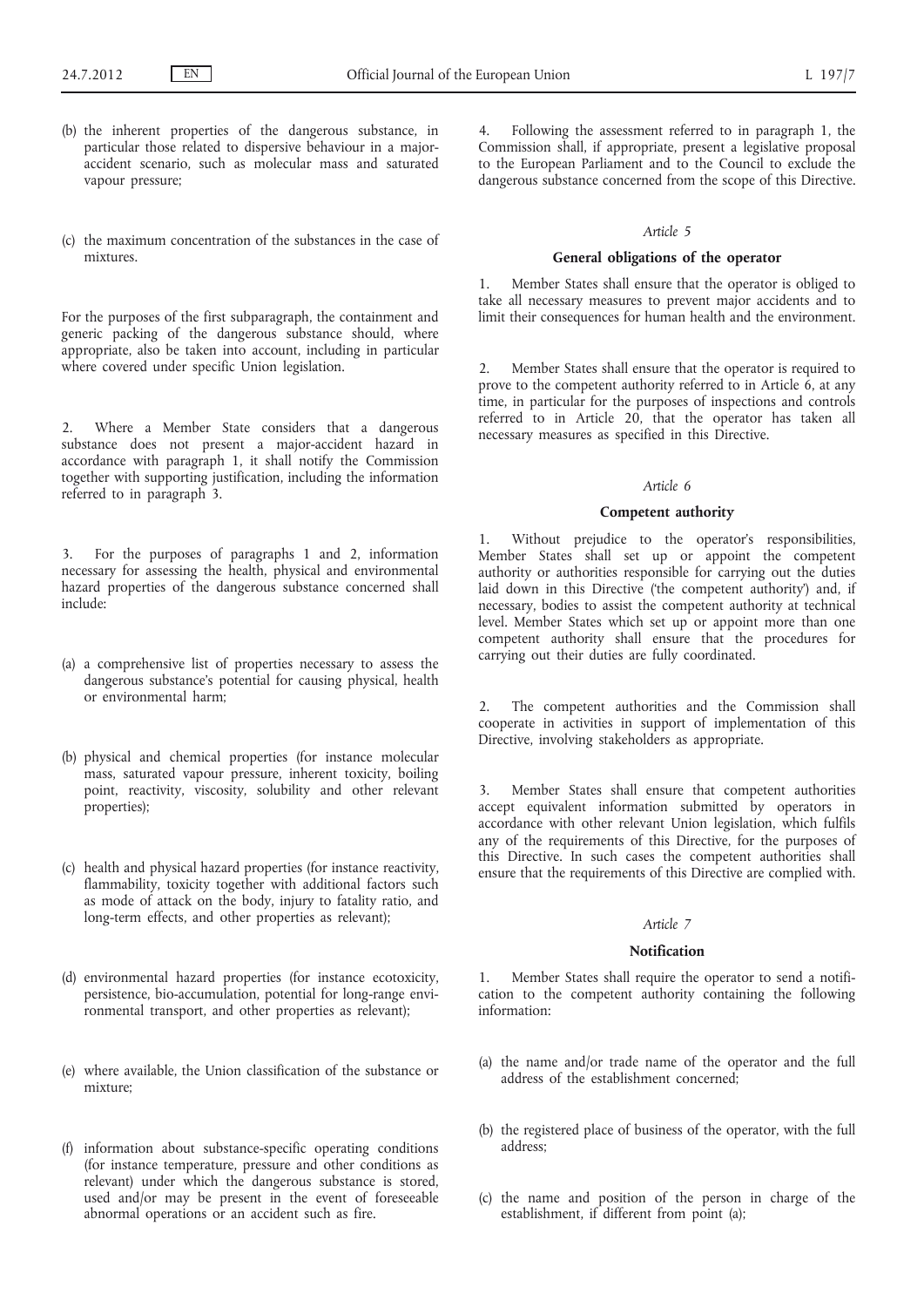(b) the inherent properties of the dangerous substance, in particular those related to dispersive behaviour in a major-accident scenario, such as molecular mass and saturated vapour pressure;

(c) the maximum concentration of the substances in the case of mixtures.

For the purposes of the first subparagraph, the containment and generic packing of the dangerous substance should, where appropriate, also be taken into account, including in particular where covered under specific Union legislation.

2. Where a Member State considers that a dangerous substance does not present a major-accident hazard in accordance with paragraph 1, it shall notify the Commission together with supporting justification, including the information referred to in paragraph 3.

3. For the purposes of paragraphs 1 and 2, information necessary for assessing the health, physical and environmental hazard properties of the dangerous substance concerned shall include:

(a) a comprehensive list of properties necessary to assess the dangerous substance's potential for causing physical, health or environmental harm;

(b) physical and chemical properties (for instance molecular mass, saturated vapour pressure, inherent toxicity, boiling point, reactivity, viscosity, solubility and other relevant properties);

(c) health and physical hazard properties (for instance reactivity, flammability, toxicity together with additional factors such as mode of attack on the body, injury to fatality ratio, and long-term effects, and other properties as relevant);

(d) environmental hazard properties (for instance ecotoxicity, persistence, bio-accumulation, potential for long-range environmental transport, and other properties as relevant);

(e) where available, the Union classification of the substance or mixture;

(f) information about substance-specific operating conditions (for instance temperature, pressure and other conditions as relevant) under which the dangerous substance is stored, used and/or may be present in the event of foreseeable abnormal operations or an accident such as fire.

4. Following the assessment referred to in paragraph 1, the Commission shall, if appropriate, present a legislative proposal to the European Parliament and to the Council to exclude the dangerous substance concerned from the scope of this Directive.

*Article 5*

**General obligations of the operator**

1. Member States shall ensure that the operator is obliged to take all necessary measures to prevent major accidents and to limit their consequences for human health and the environment.

2. Member States shall ensure that the operator is required to prove to the competent authority referred to in Article 6, at any time, in particular for the purposes of inspections and controls referred to in Article 20, that the operator has taken all necessary measures as specified in this Directive.

*Article 6*

**Competent authority**

1. Without prejudice to the operator's responsibilities, Member States shall set up or appoint the competent authority or authorities responsible for carrying out the duties laid down in this Directive ('the competent authority') and, if necessary, bodies to assist the competent authority at technical level. Member States which set up or appoint more than one competent authority shall ensure that the procedures for carrying out their duties are fully coordinated.

2. The competent authorities and the Commission shall cooperate in activities in support of implementation of this Directive, involving stakeholders as appropriate.

3. Member States shall ensure that competent authorities accept equivalent information submitted by operators in accordance with other relevant Union legislation, which fulfils any of the requirements of this Directive, for the purposes of this Directive. In such cases the competent authorities shall ensure that the requirements of this Directive are complied with.

*Article 7*

**Notification**

1. Member States shall require the operator to send a notification to the competent authority containing the following information:

(a) the name and/or trade name of the operator and the full address of the establishment concerned;

(b) the registered place of business of the operator, with the full address;

(c) the name and position of the person in charge of the establishment, if different from point (a);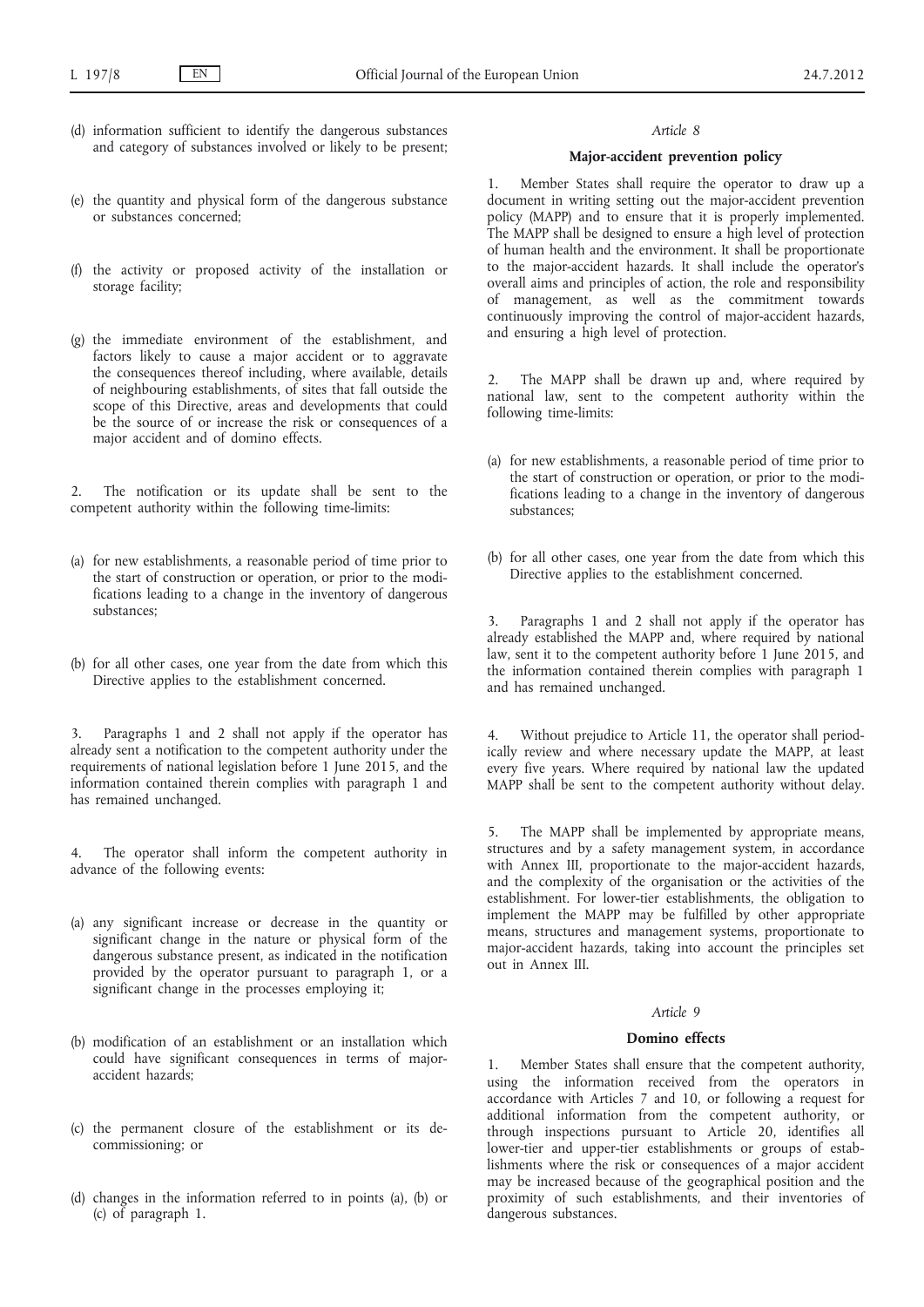(d) information sufficient to identify the dangerous substances and category of substances involved or likely to be present;

(e) the quantity and physical form of the dangerous substance or substances concerned;

(f) the activity or proposed activity of the installation or storage facility;

(g) the immediate environment of the establishment, and factors likely to cause a major accident or to aggravate the consequences thereof including, where available, details of neighbouring establishments, of sites that fall outside the scope of this Directive, areas and developments that could be the source of or increase the risk or consequences of a major accident and of domino effects.

2. The notification or its update shall be sent to the competent authority within the following time-limits:

(a) for new establishments, a reasonable period of time prior to the start of construction or operation, or prior to the modifications leading to a change in the inventory of dangerous substances;

(b) for all other cases, one year from the date from which this Directive applies to the establishment concerned.

3. Paragraphs 1 and 2 shall not apply if the operator has already sent a notification to the competent authority under the requirements of national legislation before 1 June 2015, and the information contained therein complies with paragraph 1 and has remained unchanged.

4. The operator shall inform the competent authority in advance of the following events:

(a) any significant increase or decrease in the quantity or significant change in the nature or physical form of the dangerous substance present, as indicated in the notification provided by the operator pursuant to paragraph 1, or a significant change in the processes employing it;

(b) modification of an establishment or an installation which could have significant consequences in terms of major-accident hazards;

(c) the permanent closure of the establishment or its decommissioning; or

(d) changes in the information referred to in points (a), (b) or (c) of paragraph 1.

*Article 8*

**Major-accident prevention policy**

1. Member States shall require the operator to draw up a document in writing setting out the major-accident prevention policy (MAPP) and to ensure that it is properly implemented. The MAPP shall be designed to ensure a high level of protection of human health and the environment. It shall be proportionate to the major-accident hazards. It shall include the operator's overall aims and principles of action, the role and responsibility of management, as well as the commitment towards continuously improving the control of major-accident hazards, and ensuring a high level of protection.

2. The MAPP shall be drawn up and, where required by national law, sent to the competent authority within the following time-limits:

(a) for new establishments, a reasonable period of time prior to the start of construction or operation, or prior to the modifications leading to a change in the inventory of dangerous substances;

(b) for all other cases, one year from the date from which this Directive applies to the establishment concerned.

3. Paragraphs 1 and 2 shall not apply if the operator has already established the MAPP and, where required by national law, sent it to the competent authority before 1 June 2015, and the information contained therein complies with paragraph 1 and has remained unchanged.

4. Without prejudice to Article 11, the operator shall periodically review and where necessary update the MAPP, at least every five years. Where required by national law the updated MAPP shall be sent to the competent authority without delay.

5. The MAPP shall be implemented by appropriate means, structures and by a safety management system, in accordance with Annex III, proportionate to the major-accident hazards, and the complexity of the organisation or the activities of the establishment. For lower-tier establishments, the obligation to implement the MAPP may be fulfilled by other appropriate means, structures and management systems, proportionate to major-accident hazards, taking into account the principles set out in Annex III.

*Article 9*

**Domino effects**

1. Member States shall ensure that the competent authority, using the information received from the operators in accordance with Articles 7 and 10, or following a request for additional information from the competent authority, or through inspections pursuant to Article 20, identifies all lower-tier and upper-tier establishments or groups of establishments where the risk or consequences of a major accident may be increased because of the geographical position and the proximity of such establishments, and their inventories of dangerous substances.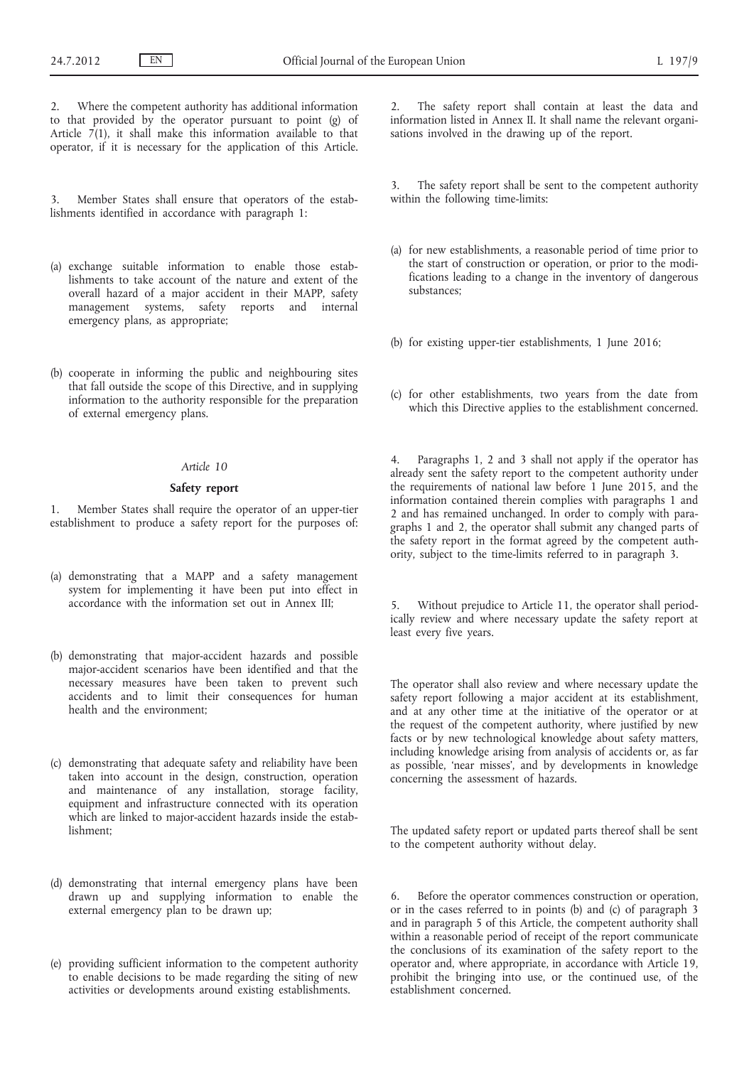2. Where the competent authority has additional information to that provided by the operator pursuant to point (g) of Article 7(1), it shall make this information available to that operator, if it is necessary for the application of this Article.

3. Member States shall ensure that operators of the establishments identified in accordance with paragraph 1:

(a) exchange suitable information to enable those establishments to take account of the nature and extent of the overall hazard of a major accident in their MAPP, safety management systems, safety reports and internal emergency plans, as appropriate;

(b) cooperate in informing the public and neighbouring sites that fall outside the scope of this Directive, and in supplying information to the authority responsible for the preparation of external emergency plans.

*Article 10*

**Safety report**

1. Member States shall require the operator of an upper-tier establishment to produce a safety report for the purposes of:

(a) demonstrating that a MAPP and a safety management system for implementing it have been put into effect in accordance with the information set out in Annex III;

(b) demonstrating that major-accident hazards and possible major-accident scenarios have been identified and that the necessary measures have been taken to prevent such accidents and to limit their consequences for human health and the environment;

(c) demonstrating that adequate safety and reliability have been taken into account in the design, construction, operation and maintenance of any installation, storage facility, equipment and infrastructure connected with its operation which are linked to major-accident hazards inside the establishment;

(d) demonstrating that internal emergency plans have been drawn up and supplying information to enable the external emergency plan to be drawn up;

(e) providing sufficient information to the competent authority to enable decisions to be made regarding the siting of new activities or developments around existing establishments.

2. The safety report shall contain at least the data and information listed in Annex II. It shall name the relevant organisations involved in the drawing up of the report.

3. The safety report shall be sent to the competent authority within the following time-limits:

(a) for new establishments, a reasonable period of time prior to the start of construction or operation, or prior to the modifications leading to a change in the inventory of dangerous substances;

(b) for existing upper-tier establishments, 1 June 2016;

(c) for other establishments, two years from the date from which this Directive applies to the establishment concerned.

4. Paragraphs 1, 2 and 3 shall not apply if the operator has already sent the safety report to the competent authority under the requirements of national law before 1 June 2015, and the information contained therein complies with paragraphs 1 and 2 and has remained unchanged. In order to comply with paragraphs 1 and 2, the operator shall submit any changed parts of the safety report in the format agreed by the competent authority, subject to the time-limits referred to in paragraph 3.

5. Without prejudice to Article 11, the operator shall periodically review and where necessary update the safety report at least every five years.

The operator shall also review and where necessary update the safety report following a major accident at its establishment, and at any other time at the initiative of the operator or at the request of the competent authority, where justified by new facts or by new technological knowledge about safety matters, including knowledge arising from analysis of accidents or, as far as possible, 'near misses', and by developments in knowledge concerning the assessment of hazards.

The updated safety report or updated parts thereof shall be sent to the competent authority without delay.

6. Before the operator commences construction or operation, or in the cases referred to in points (b) and (c) of paragraph 3 and in paragraph 5 of this Article, the competent authority shall within a reasonable period of receipt of the report communicate the conclusions of its examination of the safety report to the operator and, where appropriate, in accordance with Article 19, prohibit the bringing into use, or the continued use, of the establishment concerned.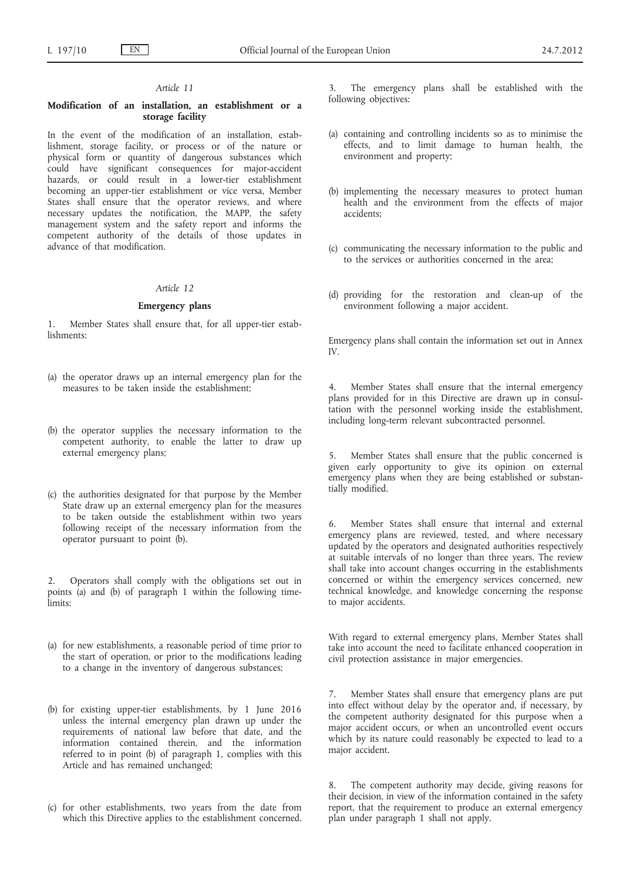*Article 11*

**Modification of an installation, an establishment or a storage facility**

In the event of the modification of an installation, establishment, storage facility, or process or of the nature or physical form or quantity of dangerous substances which could have significant consequences for major-accident hazards, or could result in a lower-tier establishment becoming an upper-tier establishment or vice versa, Member States shall ensure that the operator reviews, and where necessary updates the notification, the MAPP, the safety management system and the safety report and informs the competent authority of the details of those updates in advance of that modification.

*Article 12*

**Emergency plans**

1. Member States shall ensure that, for all upper-tier establishments:

(a) the operator draws up an internal emergency plan for the measures to be taken inside the establishment;

(b) the operator supplies the necessary information to the competent authority, to enable the latter to draw up external emergency plans;

(c) the authorities designated for that purpose by the Member State draw up an external emergency plan for the measures to be taken outside the establishment within two years following receipt of the necessary information from the operator pursuant to point (b).

2. Operators shall comply with the obligations set out in points (a) and (b) of paragraph 1 within the following time-limits:

(a) for new establishments, a reasonable period of time prior to the start of operation, or prior to the modifications leading to a change in the inventory of dangerous substances;

(b) for existing upper-tier establishments, by 1 June 2016 unless the internal emergency plan drawn up under the requirements of national law before that date, and the information contained therein, and the information referred to in point (b) of paragraph 1, complies with this Article and has remained unchanged;

(c) for other establishments, two years from the date from which this Directive applies to the establishment concerned.

3. The emergency plans shall be established with the following objectives:

(a) containing and controlling incidents so as to minimise the effects, and to limit damage to human health, the environment and property;

(b) implementing the necessary measures to protect human health and the environment from the effects of major accidents;

(c) communicating the necessary information to the public and to the services or authorities concerned in the area;

(d) providing for the restoration and clean-up of the environment following a major accident.

Emergency plans shall contain the information set out in Annex IV.

4. Member States shall ensure that the internal emergency plans provided for in this Directive are drawn up in consultation with the personnel working inside the establishment, including long-term relevant subcontracted personnel.

5. Member States shall ensure that the public concerned is given early opportunity to give its opinion on external emergency plans when they are being established or substantially modified.

6. Member States shall ensure that internal and external emergency plans are reviewed, tested, and where necessary updated by the operators and designated authorities respectively at suitable intervals of no longer than three years. The review shall take into account changes occurring in the establishments concerned or within the emergency services concerned, new technical knowledge, and knowledge concerning the response to major accidents.

With regard to external emergency plans, Member States shall take into account the need to facilitate enhanced cooperation in civil protection assistance in major emergencies.

7. Member States shall ensure that emergency plans are put into effect without delay by the operator and, if necessary, by the competent authority designated for this purpose when a major accident occurs, or when an uncontrolled event occurs which by its nature could reasonably be expected to lead to a major accident.

8. The competent authority may decide, giving reasons for their decision, in view of the information contained in the safety report, that the requirement to produce an external emergency plan under paragraph 1 shall not apply.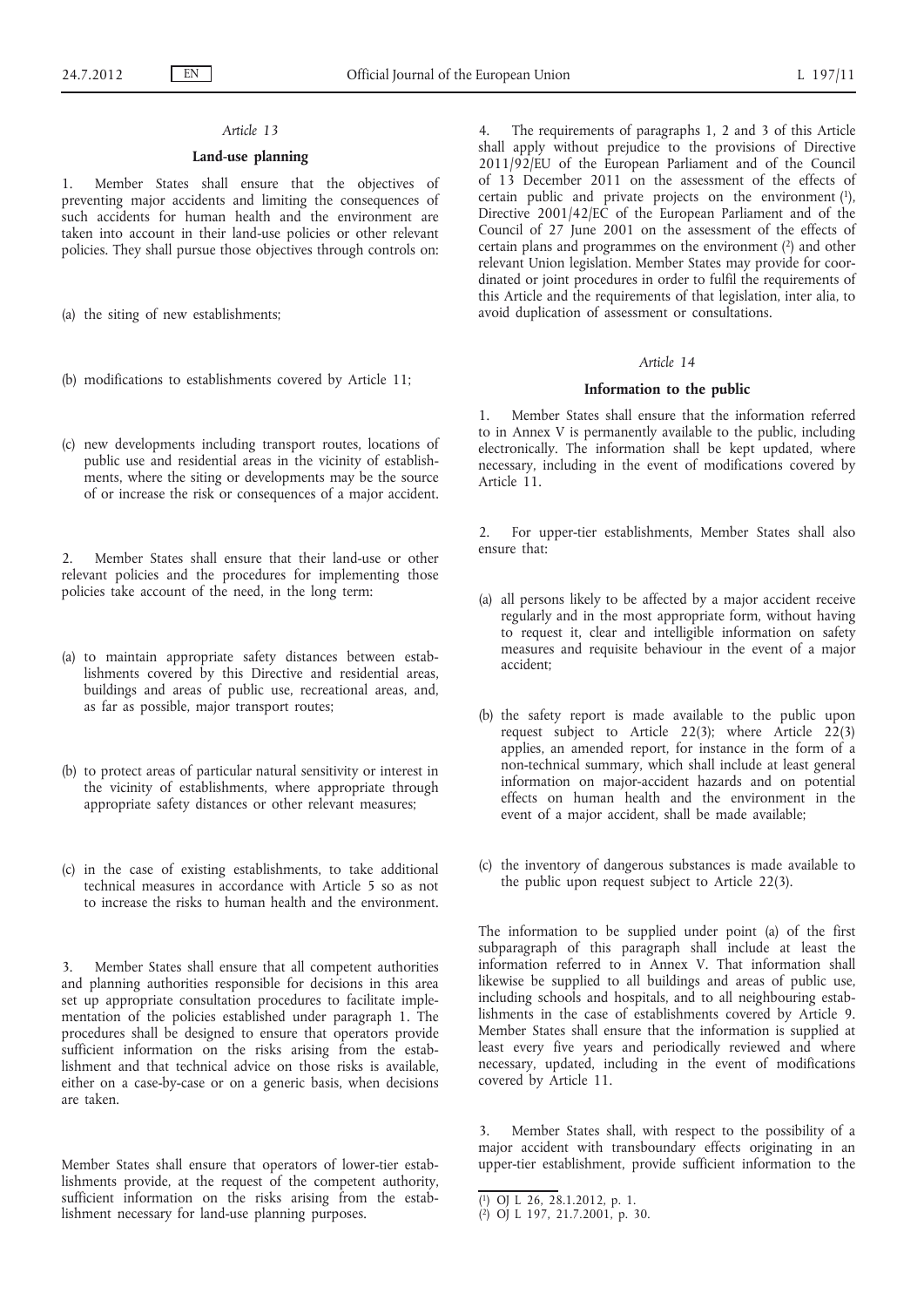*Article 13*

**Land-use planning**

1. Member States shall ensure that the objectives of preventing major accidents and limiting the consequences of such accidents for human health and the environment are taken into account in their land-use policies or other relevant policies. They shall pursue those objectives through controls on:

(a) the siting of new establishments;

(b) modifications to establishments covered by Article 11;

(c) new developments including transport routes, locations of public use and residential areas in the vicinity of establishments, where the siting or developments may be the source of or increase the risk or consequences of a major accident.

2. Member States shall ensure that their land-use or other relevant policies and the procedures for implementing those policies take account of the need, in the long term:

(a) to maintain appropriate safety distances between establishments covered by this Directive and residential areas, buildings and areas of public use, recreational areas, and, as far as possible, major transport routes;

(b) to protect areas of particular natural sensitivity or interest in the vicinity of establishments, where appropriate through appropriate safety distances or other relevant measures;

(c) in the case of existing establishments, to take additional technical measures in accordance with Article 5 so as not to increase the risks to human health and the environment.

3. Member States shall ensure that all competent authorities and planning authorities responsible for decisions in this area set up appropriate consultation procedures to facilitate implementation of the policies established under paragraph 1. The procedures shall be designed to ensure that operators provide sufficient information on the risks arising from the establishment and that technical advice on those risks is available, either on a case-by-case or on a generic basis, when decisions are taken.

Member States shall ensure that operators of lower-tier establishments provide, at the request of the competent authority, sufficient information on the risks arising from the establishment necessary for land-use planning purposes.

4. The requirements of paragraphs 1, 2 and 3 of this Article shall apply without prejudice to the provisions of Directive 2011/92/EU of the European Parliament and of the Council of 13 December 2011 on the assessment of the effects of certain public and private projects on the environment [1], Directive 2001/42/EC of the European Parliament and of the Council of 27 June 2001 on the assessment of the effects of certain plans and programmes on the environment [2] and other relevant Union legislation. Member States may provide for coordinated or joint procedures in order to fulfil the requirements of this Article and the requirements of that legislation, inter alia, to avoid duplication of assessment or consultations.

*Article 14*

**Information to the public**

1. Member States shall ensure that the information referred to in Annex V is permanently available to the public, including electronically. The information shall be kept updated, where necessary, including in the event of modifications covered by Article 11.

2. For upper-tier establishments, Member States shall also ensure that:

(a) all persons likely to be affected by a major accident receive regularly and in the most appropriate form, without having to request it, clear and intelligible information on safety measures and requisite behaviour in the event of a major accident;

(b) the safety report is made available to the public upon request subject to Article 22(3); where Article 22(3) applies, an amended report, for instance in the form of a non-technical summary, which shall include at least general information on major-accident hazards and on potential effects on human health and the environment in the event of a major accident, shall be made available;

(c) the inventory of dangerous substances is made available to the public upon request subject to Article 22(3).

The information to be supplied under point (a) of the first subparagraph of this paragraph shall include at least the information referred to in Annex V. That information shall likewise be supplied to all buildings and areas of public use, including schools and hospitals, and to all neighbouring establishments in the case of establishments covered by Article 9. Member States shall ensure that the information is supplied at least every five years and periodically reviewed and where necessary, updated, including in the event of modifications covered by Article 11.

3. Member States shall, with respect to the possibility of a major accident with transboundary effects originating in an upper-tier establishment, provide sufficient information to the

[1] OJ L 26, 28.1.2012, p. 1.

[2] OJ L 197, 21.7.2001, p. 30.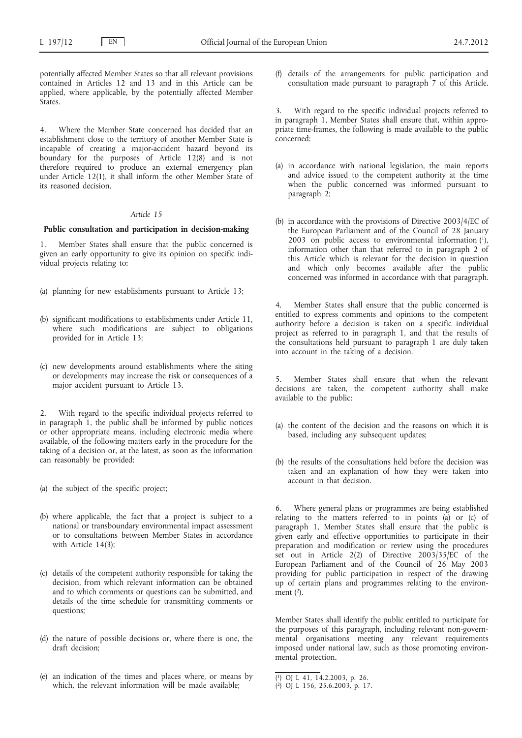potentially affected Member States so that all relevant provisions contained in Articles 12 and 13 and in this Article can be applied, where applicable, by the potentially affected Member States.

4. Where the Member State concerned has decided that an establishment close to the territory of another Member State is incapable of creating a major-accident hazard beyond its boundary for the purposes of Article 12(8) and is not therefore required to produce an external emergency plan under Article 12(1), it shall inform the other Member State of its reasoned decision.

*Article 15*

**Public consultation and participation in decision-making**

1. Member States shall ensure that the public concerned is given an early opportunity to give its opinion on specific individual projects relating to:

(a) planning for new establishments pursuant to Article 13;

(b) significant modifications to establishments under Article 11, where such modifications are subject to obligations provided for in Article 13;

(c) new developments around establishments where the siting or developments may increase the risk or consequences of a major accident pursuant to Article 13.

2. With regard to the specific individual projects referred to in paragraph 1, the public shall be informed by public notices or other appropriate means, including electronic media where available, of the following matters early in the procedure for the taking of a decision or, at the latest, as soon as the information can reasonably be provided:

(a) the subject of the specific project;

(b) where applicable, the fact that a project is subject to a national or transboundary environmental impact assessment or to consultations between Member States in accordance with Article 14(3);

(c) details of the competent authority responsible for taking the decision, from which relevant information can be obtained and to which comments or questions can be submitted, and details of the time schedule for transmitting comments or questions;

(d) the nature of possible decisions or, where there is one, the draft decision;

(e) an indication of the times and places where, or means by which, the relevant information will be made available;

(f) details of the arrangements for public participation and consultation made pursuant to paragraph 7 of this Article.

3. With regard to the specific individual projects referred to in paragraph 1, Member States shall ensure that, within appropriate time-frames, the following is made available to the public concerned:

(a) in accordance with national legislation, the main reports and advice issued to the competent authority at the time when the public concerned was informed pursuant to paragraph 2;

(b) in accordance with the provisions of Directive 2003/4/EC of the European Parliament and of the Council of 28 January 2003 on public access to environmental information [1], information other than that referred to in paragraph 2 of this Article which is relevant for the decision in question and which only becomes available after the public concerned was informed in accordance with that paragraph.

4. Member States shall ensure that the public concerned is entitled to express comments and opinions to the competent authority before a decision is taken on a specific individual project as referred to in paragraph 1, and that the results of the consultations held pursuant to paragraph 1 are duly taken into account in the taking of a decision.

5. Member States shall ensure that when the relevant decisions are taken, the competent authority shall make available to the public:

(a) the content of the decision and the reasons on which it is based, including any subsequent updates;

(b) the results of the consultations held before the decision was taken and an explanation of how they were taken into account in that decision.

6. Where general plans or programmes are being established relating to the matters referred to in points (a) or (c) of paragraph 1, Member States shall ensure that the public is given early and effective opportunities to participate in their preparation and modification or review using the procedures set out in Article 2(2) of Directive 2003/35/EC of the European Parliament and of the Council of 26 May 2003 providing for public participation in respect of the drawing up of certain plans and programmes relating to the environment [2].

Member States shall identify the public entitled to participate for the purposes of this paragraph, including relevant non-governmental organisations meeting any relevant requirements imposed under national law, such as those promoting environmental protection.

[1] OJ L 41, 14.2.2003, p. 26.

[2] OJ L 156, 25.6.2003, p. 17.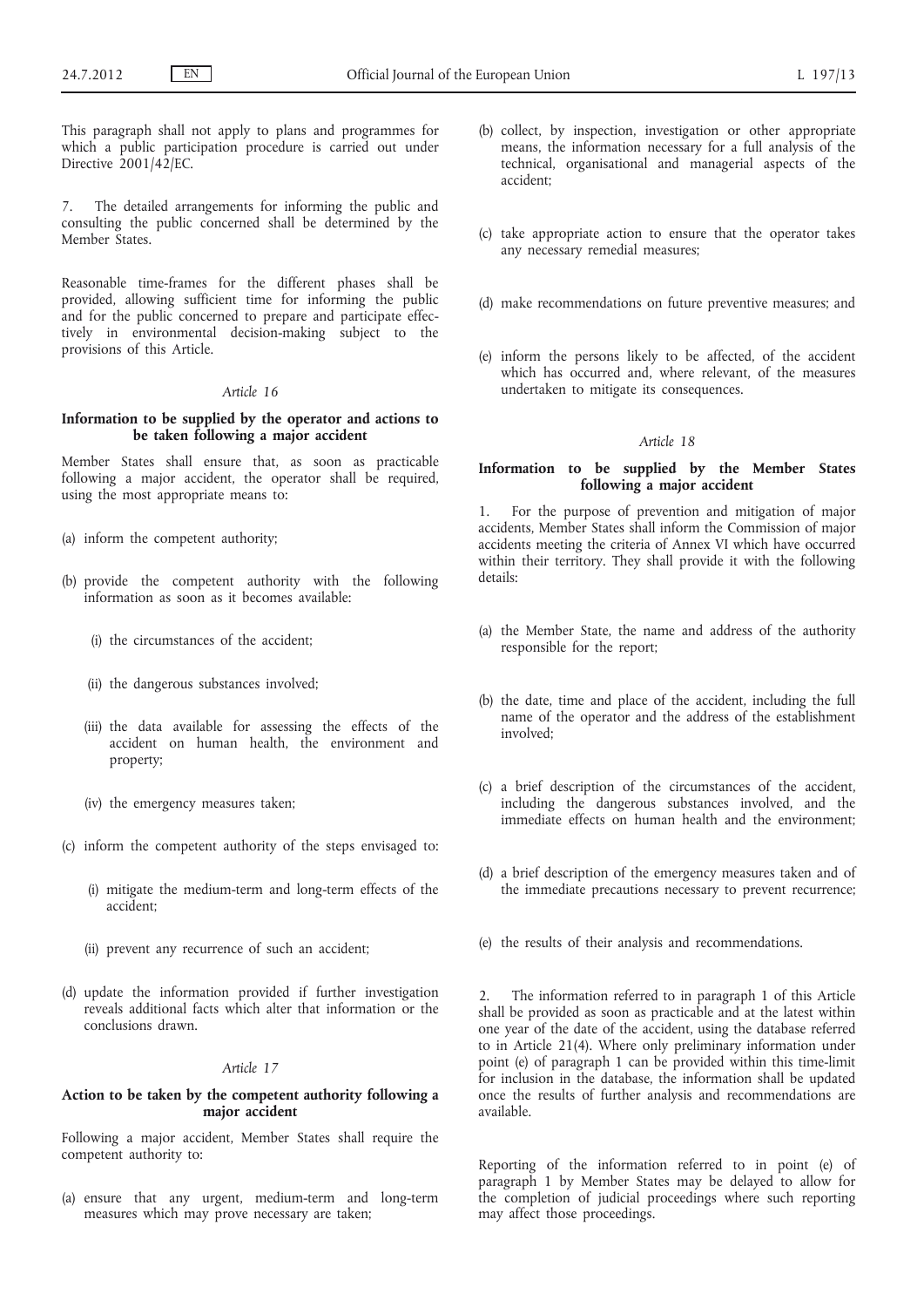This paragraph shall not apply to plans and programmes for which a public participation procedure is carried out under Directive 2001/42/EC.

7. The detailed arrangements for informing the public and consulting the public concerned shall be determined by the Member States.

Reasonable time-frames for the different phases shall be provided, allowing sufficient time for informing the public and for the public concerned to prepare and participate effectively in environmental decision-making subject to the provisions of this Article.

*Article 16*

**Information to be supplied by the operator and actions to be taken following a major accident**

Member States shall ensure that, as soon as practicable following a major accident, the operator shall be required, using the most appropriate means to:

(a) inform the competent authority;

(b) provide the competent authority with the following information as soon as it becomes available:

 (i) the circumstances of the accident;

 (ii) the dangerous substances involved;

 (iii) the data available for assessing the effects of the accident on human health, the environment and property;

 (iv) the emergency measures taken;

(c) inform the competent authority of the steps envisaged to:

 (i) mitigate the medium-term and long-term effects of the accident;

 (ii) prevent any recurrence of such an accident;

(d) update the information provided if further investigation reveals additional facts which alter that information or the conclusions drawn.

*Article 17*

**Action to be taken by the competent authority following a major accident**

Following a major accident, Member States shall require the competent authority to:

(a) ensure that any urgent, medium-term and long-term measures which may prove necessary are taken;

(b) collect, by inspection, investigation or other appropriate means, the information necessary for a full analysis of the technical, organisational and managerial aspects of the accident;

(c) take appropriate action to ensure that the operator takes any necessary remedial measures;

(d) make recommendations on future preventive measures; and

(e) inform the persons likely to be affected, of the accident which has occurred and, where relevant, of the measures undertaken to mitigate its consequences.

*Article 18*

**Information to be supplied by the Member States following a major accident**

1. For the purpose of prevention and mitigation of major accidents, Member States shall inform the Commission of major accidents meeting the criteria of Annex VI which have occurred within their territory. They shall provide it with the following details:

(a) the Member State, the name and address of the authority responsible for the report;

(b) the date, time and place of the accident, including the full name of the operator and the address of the establishment involved;

(c) a brief description of the circumstances of the accident, including the dangerous substances involved, and the immediate effects on human health and the environment;

(d) a brief description of the emergency measures taken and of the immediate precautions necessary to prevent recurrence;

(e) the results of their analysis and recommendations.

2. The information referred to in paragraph 1 of this Article shall be provided as soon as practicable and at the latest within one year of the date of the accident, using the database referred to in Article 21(4). Where only preliminary information under point (e) of paragraph 1 can be provided within this time-limit for inclusion in the database, the information shall be updated once the results of further analysis and recommendations are available.

Reporting of the information referred to in point (e) of paragraph 1 by Member States may be delayed to allow for the completion of judicial proceedings where such reporting may affect those proceedings.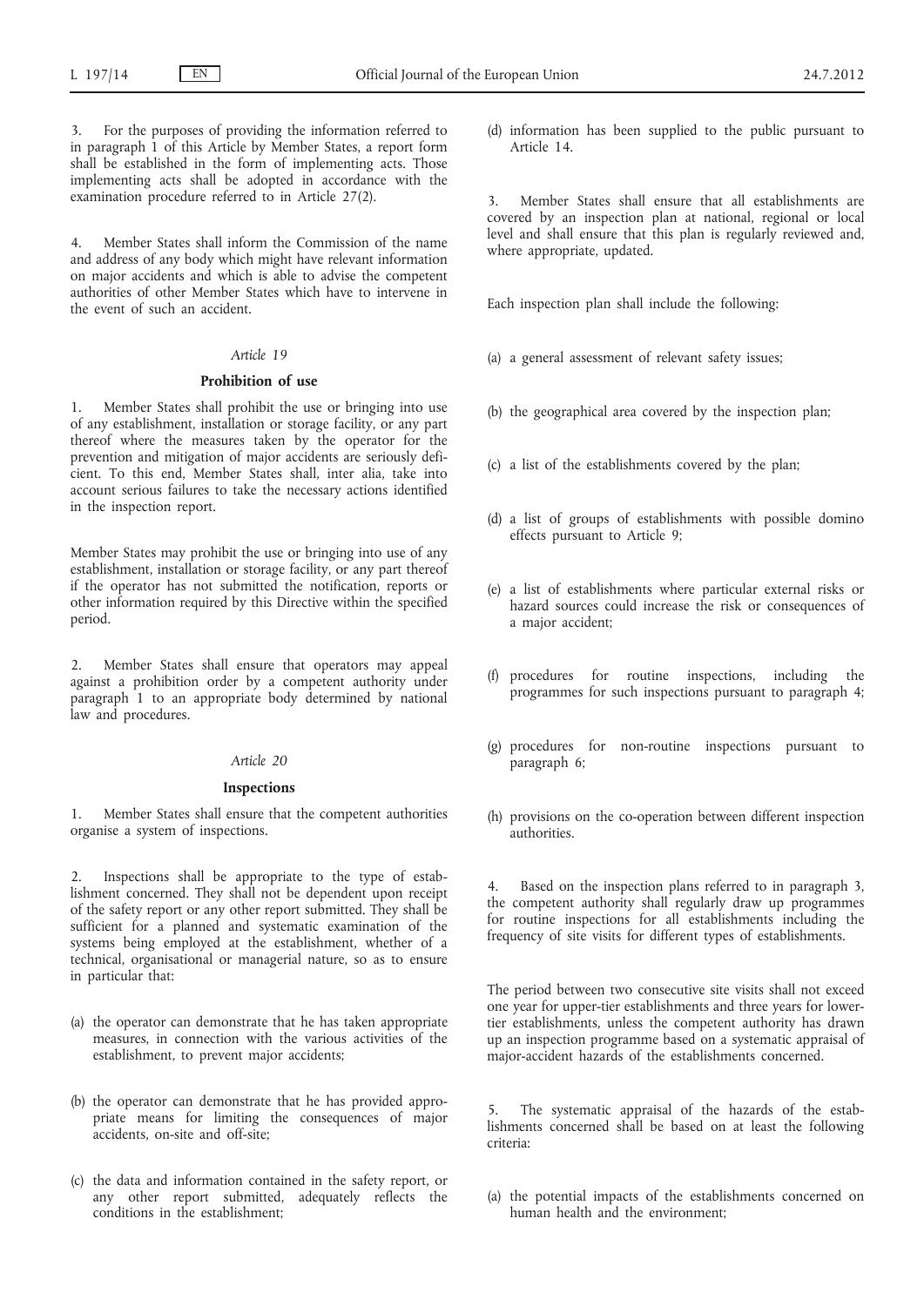3. For the purposes of providing the information referred to in paragraph 1 of this Article by Member States, a report form shall be established in the form of implementing acts. Those implementing acts shall be adopted in accordance with the examination procedure referred to in Article 27(2).

4. Member States shall inform the Commission of the name and address of any body which might have relevant information on major accidents and which is able to advise the competent authorities of other Member States which have to intervene in the event of such an accident.

*Article 19*

**Prohibition of use**

1. Member States shall prohibit the use or bringing into use of any establishment, installation or storage facility, or any part thereof where the measures taken by the operator for the prevention and mitigation of major accidents are seriously deficient. To this end, Member States shall, inter alia, take into account serious failures to take the necessary actions identified in the inspection report.

Member States may prohibit the use or bringing into use of any establishment, installation or storage facility, or any part thereof if the operator has not submitted the notification, reports or other information required by this Directive within the specified period.

2. Member States shall ensure that operators may appeal against a prohibition order by a competent authority under paragraph 1 to an appropriate body determined by national law and procedures.

*Article 20*

**Inspections**

1. Member States shall ensure that the competent authorities organise a system of inspections.

2. Inspections shall be appropriate to the type of establishment concerned. They shall not be dependent upon receipt of the safety report or any other report submitted. They shall be sufficient for a planned and systematic examination of the systems being employed at the establishment, whether of a technical, organisational or managerial nature, so as to ensure in particular that:

(a) the operator can demonstrate that he has taken appropriate measures, in connection with the various activities of the establishment, to prevent major accidents;

(b) the operator can demonstrate that he has provided appropriate means for limiting the consequences of major accidents, on-site and off-site;

(c) the data and information contained in the safety report, or any other report submitted, adequately reflects the conditions in the establishment;

(d) information has been supplied to the public pursuant to Article 14.

3. Member States shall ensure that all establishments are covered by an inspection plan at national, regional or local level and shall ensure that this plan is regularly reviewed and, where appropriate, updated.

Each inspection plan shall include the following:

(a) a general assessment of relevant safety issues;

(b) the geographical area covered by the inspection plan;

(c) a list of the establishments covered by the plan;

(d) a list of groups of establishments with possible domino effects pursuant to Article 9;

(e) a list of establishments where particular external risks or hazard sources could increase the risk or consequences of a major accident;

(f) procedures for routine inspections, including the programmes for such inspections pursuant to paragraph 4;

(g) procedures for non-routine inspections pursuant to paragraph 6;

(h) provisions on the co-operation between different inspection authorities.

4. Based on the inspection plans referred to in paragraph 3, the competent authority shall regularly draw up programmes for routine inspections for all establishments including the frequency of site visits for different types of establishments.

The period between two consecutive site visits shall not exceed one year for upper-tier establishments and three years for lower-tier establishments, unless the competent authority has drawn up an inspection programme based on a systematic appraisal of major-accident hazards of the establishments concerned.

5. The systematic appraisal of the hazards of the establishments concerned shall be based on at least the following criteria:

(a) the potential impacts of the establishments concerned on human health and the environment;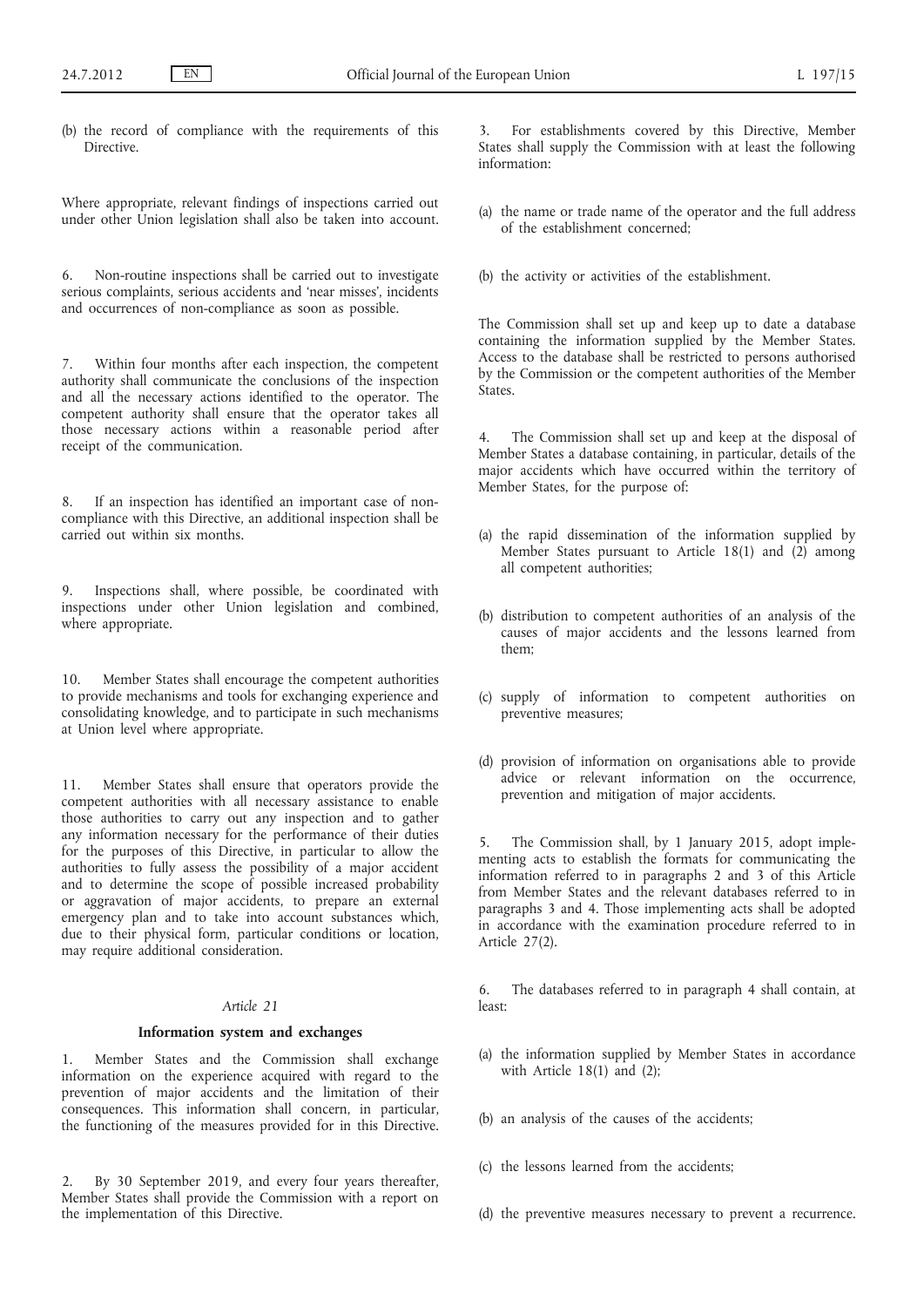(b) the record of compliance with the requirements of this Directive.

Where appropriate, relevant findings of inspections carried out under other Union legislation shall also be taken into account.

6. Non-routine inspections shall be carried out to investigate serious complaints, serious accidents and 'near misses', incidents and occurrences of non-compliance as soon as possible.

7. Within four months after each inspection, the competent authority shall communicate the conclusions of the inspection and all the necessary actions identified to the operator. The competent authority shall ensure that the operator takes all those necessary actions within a reasonable period after receipt of the communication.

8. If an inspection has identified an important case of non-compliance with this Directive, an additional inspection shall be carried out within six months.

9. Inspections shall, where possible, be coordinated with inspections under other Union legislation and combined, where appropriate.

10. Member States shall encourage the competent authorities to provide mechanisms and tools for exchanging experience and consolidating knowledge, and to participate in such mechanisms at Union level where appropriate.

11. Member States shall ensure that operators provide the competent authorities with all necessary assistance to enable those authorities to carry out any inspection and to gather any information necessary for the performance of their duties for the purposes of this Directive, in particular to allow the authorities to fully assess the possibility of a major accident and to determine the scope of possible increased probability or aggravation of major accidents, to prepare an external emergency plan and to take into account substances which, due to their physical form, particular conditions or location, may require additional consideration.

*Article 21*

**Information system and exchanges**

1. Member States and the Commission shall exchange information on the experience acquired with regard to the prevention of major accidents and the limitation of their consequences. This information shall concern, in particular, the functioning of the measures provided for in this Directive.

2. By 30 September 2019, and every four years thereafter, Member States shall provide the Commission with a report on the implementation of this Directive.

3. For establishments covered by this Directive, Member States shall supply the Commission with at least the following information:

(a) the name or trade name of the operator and the full address of the establishment concerned;

(b) the activity or activities of the establishment.

The Commission shall set up and keep up to date a database containing the information supplied by the Member States. Access to the database shall be restricted to persons authorised by the Commission or the competent authorities of the Member States.

4. The Commission shall set up and keep at the disposal of Member States a database containing, in particular, details of the major accidents which have occurred within the territory of Member States, for the purpose of:

(a) the rapid dissemination of the information supplied by Member States pursuant to Article 18(1) and (2) among all competent authorities;

(b) distribution to competent authorities of an analysis of the causes of major accidents and the lessons learned from them;

(c) supply of information to competent authorities on preventive measures;

(d) provision of information on organisations able to provide advice or relevant information on the occurrence, prevention and mitigation of major accidents.

5. The Commission shall, by 1 January 2015, adopt implementing acts to establish the formats for communicating the information referred to in paragraphs 2 and 3 of this Article from Member States and the relevant databases referred to in paragraphs 3 and 4. Those implementing acts shall be adopted in accordance with the examination procedure referred to in Article 27(2).

6. The databases referred to in paragraph 4 shall contain, at least:

(a) the information supplied by Member States in accordance with Article 18(1) and (2);

(b) an analysis of the causes of the accidents;

(c) the lessons learned from the accidents;

(d) the preventive measures necessary to prevent a recurrence.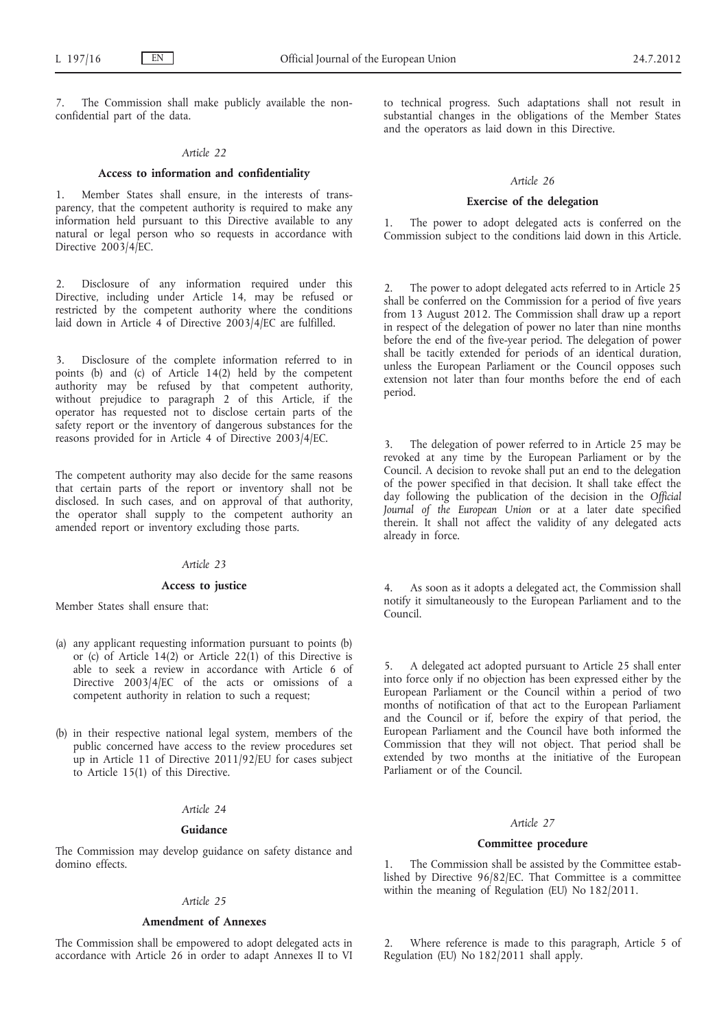7. The Commission shall make publicly available the non-confidential part of the data.

*Article 22*

**Access to information and confidentiality**

1. Member States shall ensure, in the interests of transparency, that the competent authority is required to make any information held pursuant to this Directive available to any natural or legal person who so requests in accordance with Directive 2003/4/EC.

2. Disclosure of any information required under this Directive, including under Article 14, may be refused or restricted by the competent authority where the conditions laid down in Article 4 of Directive 2003/4/EC are fulfilled.

3. Disclosure of the complete information referred to in points (b) and (c) of Article 14(2) held by the competent authority may be refused by that competent authority, without prejudice to paragraph 2 of this Article, if the operator has requested not to disclose certain parts of the safety report or the inventory of dangerous substances for the reasons provided for in Article 4 of Directive 2003/4/EC.

The competent authority may also decide for the same reasons that certain parts of the report or inventory shall not be disclosed. In such cases, and on approval of that authority, the operator shall supply to the competent authority an amended report or inventory excluding those parts.

*Article 23*

**Access to justice**

Member States shall ensure that:

(a) any applicant requesting information pursuant to points (b) or (c) of Article 14(2) or Article 22(1) of this Directive is able to seek a review in accordance with Article 6 of Directive 2003/4/EC of the acts or omissions of a competent authority in relation to such a request;

(b) in their respective national legal system, members of the public concerned have access to the review procedures set up in Article 11 of Directive 2011/92/EU for cases subject to Article 15(1) of this Directive.

*Article 24*

**Guidance**

The Commission may develop guidance on safety distance and domino effects.

*Article 25*

**Amendment of Annexes**

The Commission shall be empowered to adopt delegated acts in accordance with Article 26 in order to adapt Annexes II to VI to technical progress. Such adaptations shall not result in substantial changes in the obligations of the Member States and the operators as laid down in this Directive.

*Article 26*

**Exercise of the delegation**

1. The power to adopt delegated acts is conferred on the Commission subject to the conditions laid down in this Article.

2. The power to adopt delegated acts referred to in Article 25 shall be conferred on the Commission for a period of five years from 13 August 2012. The Commission shall draw up a report in respect of the delegation of power no later than nine months before the end of the five-year period. The delegation of power shall be tacitly extended for periods of an identical duration, unless the European Parliament or the Council opposes such extension not later than four months before the end of each period.

3. The delegation of power referred to in Article 25 may be revoked at any time by the European Parliament or by the Council. A decision to revoke shall put an end to the delegation of the power specified in that decision. It shall take effect the day following the publication of the decision in the *Official Journal of the European Union* or at a later date specified therein. It shall not affect the validity of any delegated acts already in force.

4. As soon as it adopts a delegated act, the Commission shall notify it simultaneously to the European Parliament and to the Council.

5. A delegated act adopted pursuant to Article 25 shall enter into force only if no objection has been expressed either by the European Parliament or the Council within a period of two months of notification of that act to the European Parliament and the Council or if, before the expiry of that period, the European Parliament and the Council have both informed the Commission that they will not object. That period shall be extended by two months at the initiative of the European Parliament or of the Council.

*Article 27*

**Committee procedure**

1. The Commission shall be assisted by the Committee established by Directive 96/82/EC. That Committee is a committee within the meaning of Regulation (EU) No 182/2011.

2. Where reference is made to this paragraph, Article 5 of Regulation (EU) No 182/2011 shall apply.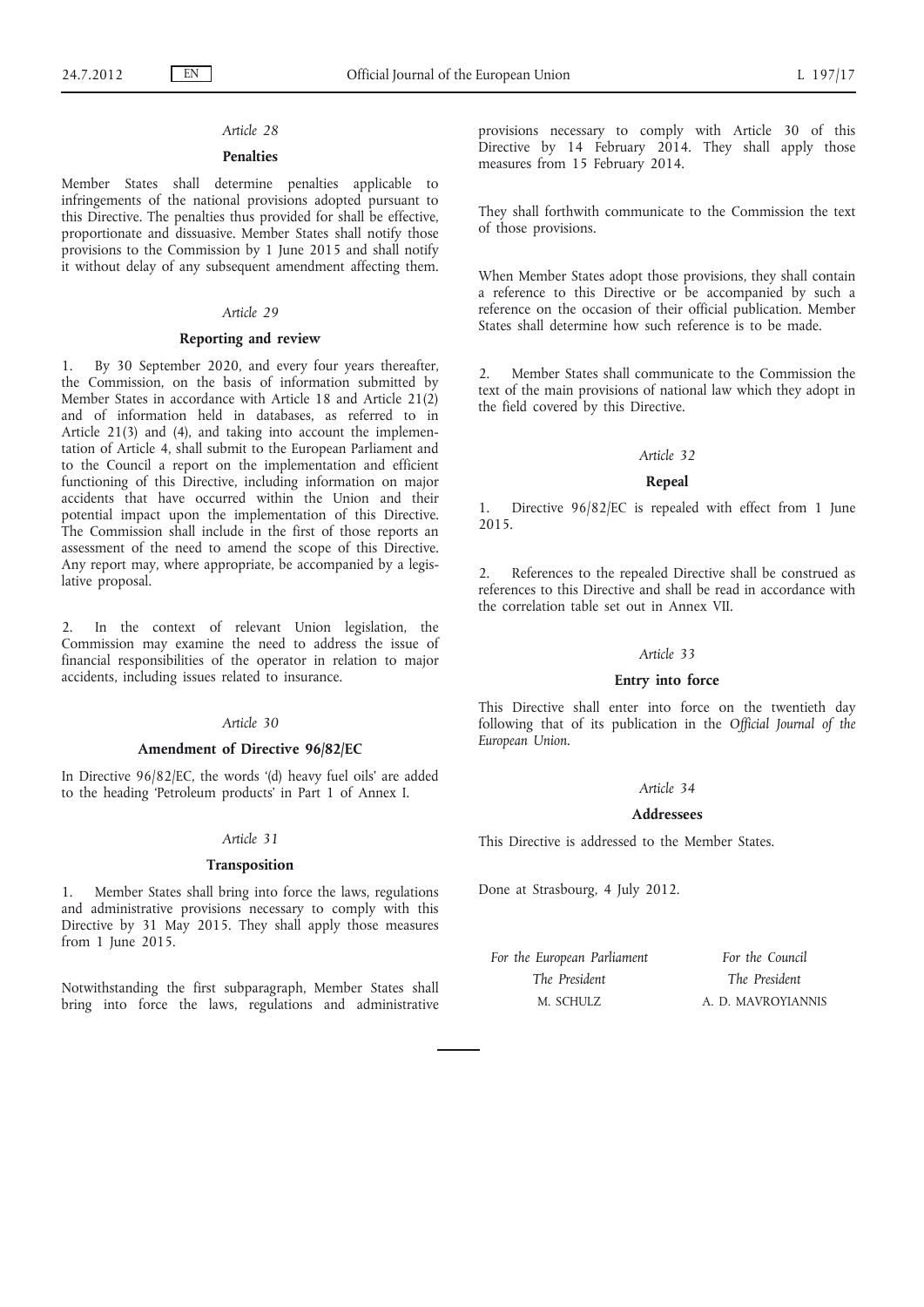*Article 28*

**Penalties**

Member States shall determine penalties applicable to infringements of the national provisions adopted pursuant to this Directive. The penalties thus provided for shall be effective, proportionate and dissuasive. Member States shall notify those provisions to the Commission by 1 June 2015 and shall notify it without delay of any subsequent amendment affecting them.

*Article 29*

**Reporting and review**

1. By 30 September 2020, and every four years thereafter, the Commission, on the basis of information submitted by Member States in accordance with Article 18 and Article 21(2) and of information held in databases, as referred to in Article 21(3) and (4), and taking into account the implementation of Article 4, shall submit to the European Parliament and to the Council a report on the implementation and efficient functioning of this Directive, including information on major accidents that have occurred within the Union and their potential impact upon the implementation of this Directive. The Commission shall include in the first of those reports an assessment of the need to amend the scope of this Directive. Any report may, where appropriate, be accompanied by a legislative proposal.

2. In the context of relevant Union legislation, the Commission may examine the need to address the issue of financial responsibilities of the operator in relation to major accidents, including issues related to insurance.

*Article 30*

**Amendment of Directive 96/82/EC**

In Directive 96/82/EC, the words '(d) heavy fuel oils' are added to the heading 'Petroleum products' in Part 1 of Annex I.

*Article 31*

**Transposition**

1. Member States shall bring into force the laws, regulations and administrative provisions necessary to comply with this Directive by 31 May 2015. They shall apply those measures from 1 June 2015.

Notwithstanding the first subparagraph, Member States shall bring into force the laws, regulations and administrative provisions necessary to comply with Article 30 of this Directive by 14 February 2014. They shall apply those measures from 15 February 2014.

They shall forthwith communicate to the Commission the text of those provisions.

When Member States adopt those provisions, they shall contain a reference to this Directive or be accompanied by such a reference on the occasion of their official publication. Member States shall determine how such reference is to be made.

2. Member States shall communicate to the Commission the text of the main provisions of national law which they adopt in the field covered by this Directive.

*Article 32*

**Repeal**

1. Directive 96/82/EC is repealed with effect from 1 June 2015.

2. References to the repealed Directive shall be construed as references to this Directive and shall be read in accordance with the correlation table set out in Annex VII.

*Article 33*

**Entry into force**

This Directive shall enter into force on the twentieth day following that of its publication in the *Official Journal of the European Union*.

*Article 34*

**Addressees**

This Directive is addressed to the Member States.

Done at Strasbourg, 4 July 2012.

| | |
|---|---|
| *For the European Parliament* | *For the Council* |
| *The President* | *The President* |
| M. SCHULZ | A. D. MAVROYIANNIS |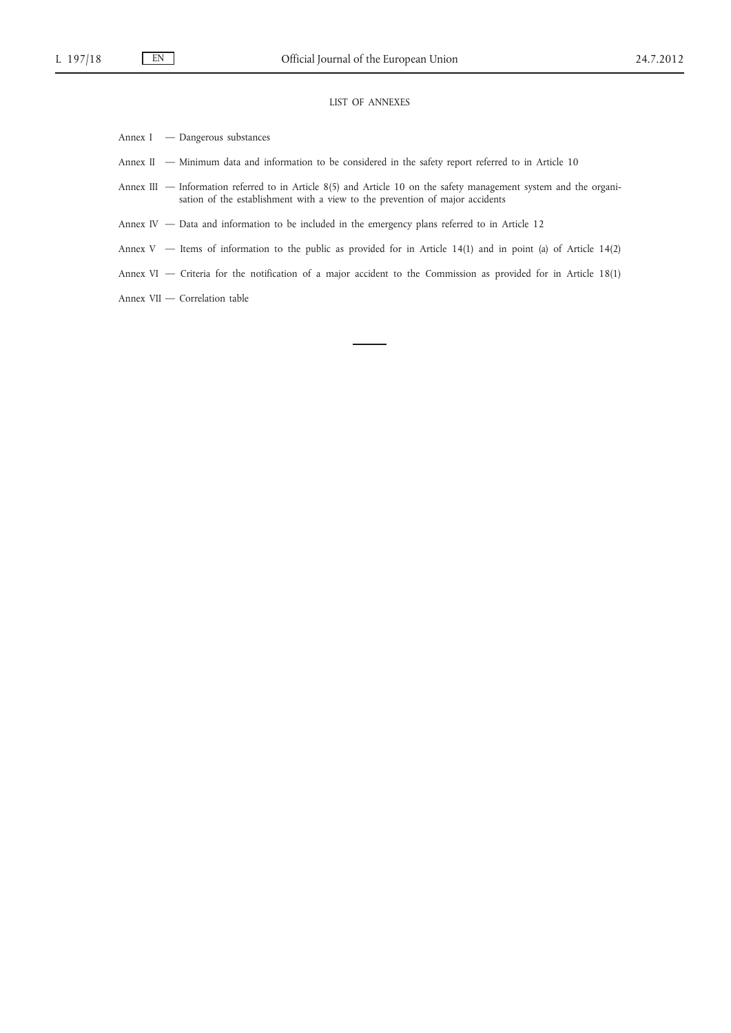## LIST OF ANNEXES

Annex I — Dangerous substances

Annex II — Minimum data and information to be considered in the safety report referred to in Article 10

Annex III — Information referred to in Article 8(5) and Article 10 on the safety management system and the organisation of the establishment with a view to the prevention of major accidents

Annex IV — Data and information to be included in the emergency plans referred to in Article 12

Annex V — Items of information to the public as provided for in Article 14(1) and in point (a) of Article 14(2)

Annex VI — Criteria for the notification of a major accident to the Commission as provided for in Article 18(1)

Annex VII — Correlation table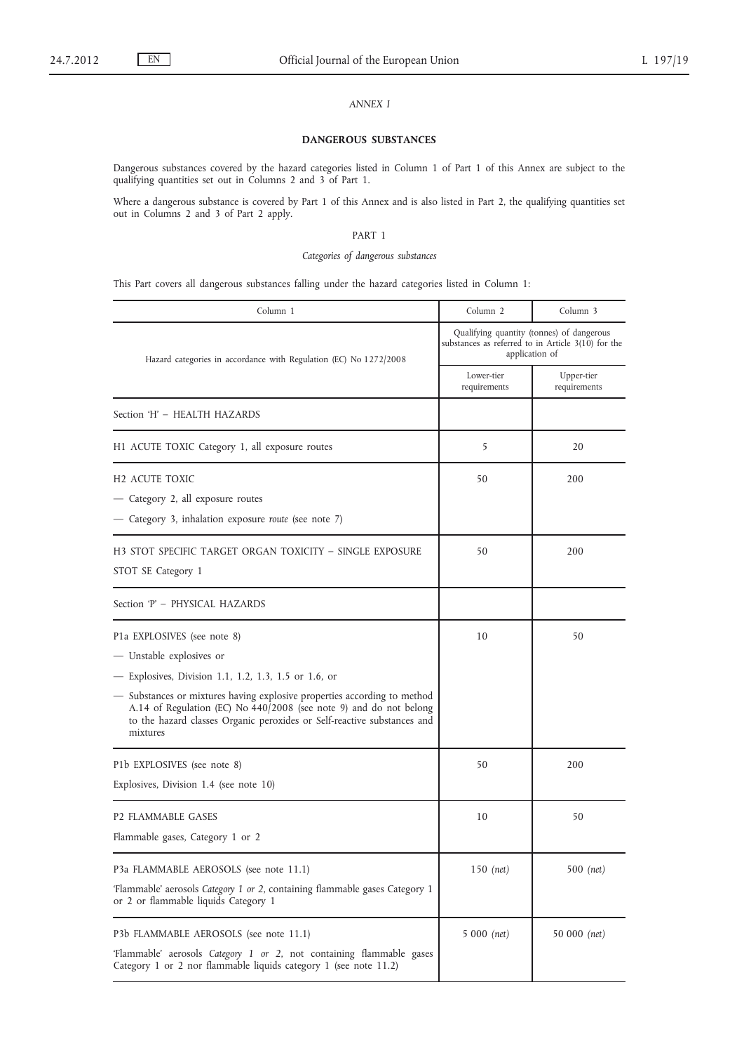*ANNEX I*

**DANGEROUS SUBSTANCES**

Dangerous substances covered by the hazard categories listed in Column 1 of Part 1 of this Annex are subject to the qualifying quantities set out in Columns 2 and 3 of Part 1.

Where a dangerous substance is covered by Part 1 of this Annex and is also listed in Part 2, the qualifying quantities set out in Columns 2 and 3 of Part 2 apply.

PART 1

*Categories of dangerous substances*

This Part covers all dangerous substances falling under the hazard categories listed in Column 1:

| Column 1 | Column 2 | Column 3 |
|---|---|---|
| Hazard categories in accordance with Regulation (EC) No 1272/2008 | Qualifying quantity (tonnes) of dangerous substances as referred to in Article 3(10) for the application of | |
| | Lower-tier requirements | Upper-tier requirements |
| Section 'H' — HEALTH HAZARDS | | |
| H1 ACUTE TOXIC Category 1, all exposure routes | 5 | 20 |
| H2 ACUTE TOXIC<br>— Category 2, all exposure routes<br>— Category 3, inhalation exposure *route* (see note 7) | 50 | 200 |
| H3 STOT SPECIFIC TARGET ORGAN TOXICITY — SINGLE EXPOSURE<br>STOT SE Category 1 | 50 | 200 |
| Section 'P' — PHYSICAL HAZARDS | | |
| P1a EXPLOSIVES (see note 8)<br>— Unstable explosives or<br>— Explosives, Division 1.1, 1.2, 1.3, 1.5 or 1.6, or<br>— Substances or mixtures having explosive properties according to method A.14 of Regulation (EC) No 440/2008 (see note 9) and do not belong to the hazard classes Organic peroxides or Self-reactive substances and mixtures | 10 | 50 |
| P1b EXPLOSIVES (see note 8)<br>Explosives, Division 1.4 (see note 10) | 50 | 200 |
| P2 FLAMMABLE GASES<br>Flammable gases, Category 1 or 2 | 10 | 50 |
| P3a FLAMMABLE AEROSOLS (see note 11.1)<br>'Flammable' aerosols *Category 1 or 2*, containing flammable gases Category 1 or 2 or flammable liquids Category 1 | 150 *(net)* | 500 *(net)* |
| P3b FLAMMABLE AEROSOLS (see note 11.1)<br>'Flammable' aerosols *Category 1 or 2*, not containing flammable gases Category 1 or 2 nor flammable liquids category 1 (see note 11.2) | 5 000 *(net)* | 50 000 *(net)* |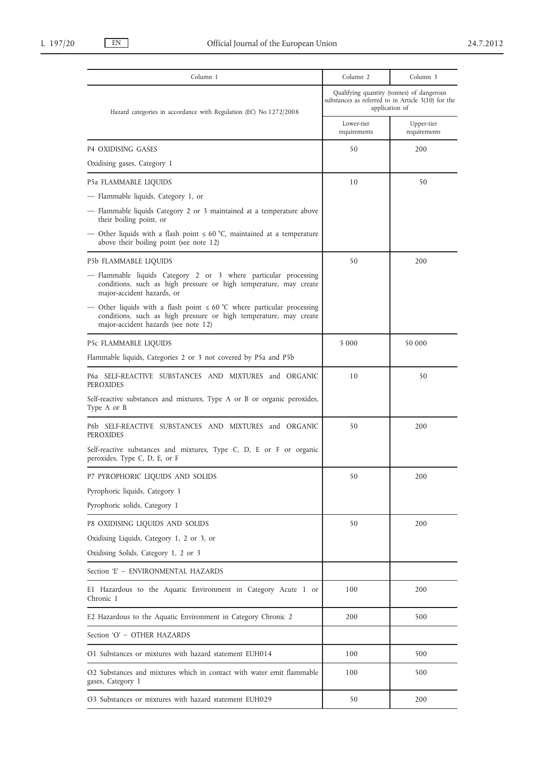| Column 1 | Column 2 | Column 3 |
|---|---|---|
| Hazard categories in accordance with Regulation (EC) No 1272/2008 | Qualifying quantity (tonnes) of dangerous substances as referred to in Article 3(10) for the application of | |
| | Lower-tier requirements | Upper-tier requirements |
| P4 OXIDISING GASES<br>Oxidising gases, Category 1 | 50 | 200 |
| P5a FLAMMABLE LIQUIDS<br>— Flammable liquids, Category 1, or<br>— Flammable liquids Category 2 or 3 maintained at a temperature above their boiling point, or<br>— Other liquids with a flash point ≤ 60 °C, maintained at a temperature above their boiling point (see note 12) | 10 | 50 |
| P5b FLAMMABLE LIQUIDS<br>— Flammable liquids Category 2 or 3 where particular processing conditions, such as high pressure or high temperature, may create major-accident hazards, or<br>— Other liquids with a flash point ≤ 60 °C where particular processing conditions, such as high pressure or high temperature, may create major-accident hazards (see note 12) | 50 | 200 |
| P5c FLAMMABLE LIQUIDS<br>Flammable liquids, Categories 2 or 3 not covered by P5a and P5b | 5 000 | 50 000 |
| P6a SELF-REACTIVE SUBSTANCES AND MIXTURES and ORGANIC PEROXIDES<br>Self-reactive substances and mixtures, Type A or B or organic peroxides, Type A or B | 10 | 50 |
| P6b SELF-REACTIVE SUBSTANCES AND MIXTURES and ORGANIC PEROXIDES<br>Self-reactive substances and mixtures, Type C, D, E or F or organic peroxides, Type C, D, E, or F | 50 | 200 |
| P7 PYROPHORIC LIQUIDS AND SOLIDS<br>Pyrophoric liquids, Category 1<br>Pyrophoric solids, Category 1 | 50 | 200 |
| P8 OXIDISING LIQUIDS AND SOLIDS<br>Oxidising Liquids, Category 1, 2 or 3, or<br>Oxidising Solids, Category 1, 2 or 3 | 50 | 200 |
| Section 'E' – ENVIRONMENTAL HAZARDS | | |
| E1 Hazardous to the Aquatic Environment in Category Acute 1 or Chronic 1 | 100 | 200 |
| E2 Hazardous to the Aquatic Environment in Category Chronic 2 | 200 | 500 |
| Section 'O' – OTHER HAZARDS | | |
| O1 Substances or mixtures with hazard statement EUH014 | 100 | 500 |
| O2 Substances and mixtures which in contact with water emit flammable gases, Category 1 | 100 | 500 |
| O3 Substances or mixtures with hazard statement EUH029 | 50 | 200 |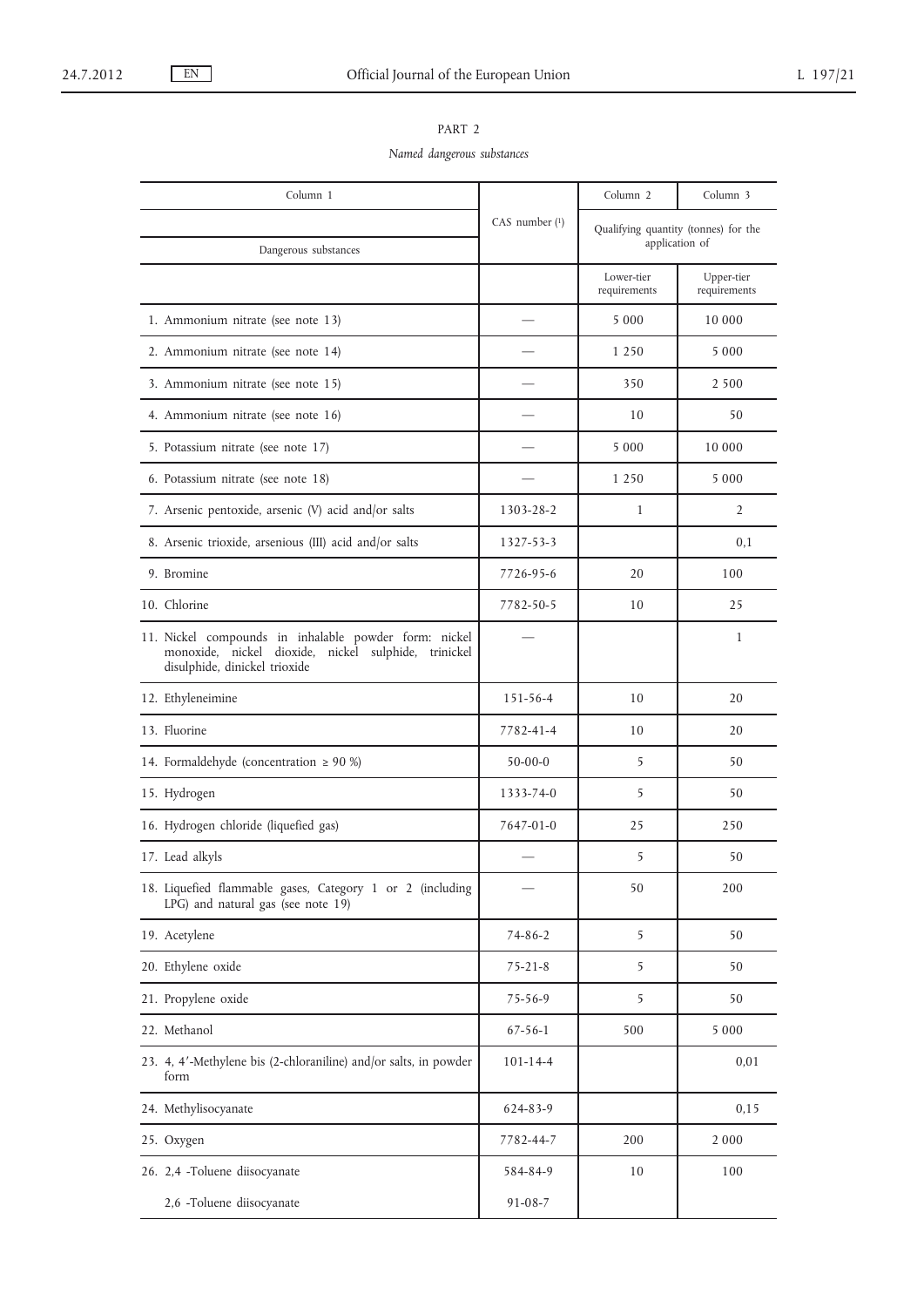PART 2

*Named dangerous substances*

| Column 1 | | Column 2 | Column 3 |
|---|---|---|---|
| Dangerous substances | CAS number (1) | Qualifying quantity (tonnes) for the application of | |
| | | Lower-tier requirements | Upper-tier requirements |
| 1. Ammonium nitrate (see note 13) | — | 5 000 | 10 000 |
| 2. Ammonium nitrate (see note 14) | — | 1 250 | 5 000 |
| 3. Ammonium nitrate (see note 15) | — | 350 | 2 500 |
| 4. Ammonium nitrate (see note 16) | — | 10 | 50 |
| 5. Potassium nitrate (see note 17) | — | 5 000 | 10 000 |
| 6. Potassium nitrate (see note 18) | — | 1 250 | 5 000 |
| 7. Arsenic pentoxide, arsenic (V) acid and/or salts | 1303-28-2 | 1 | 2 |
| 8. Arsenic trioxide, arsenious (III) acid and/or salts | 1327-53-3 | | 0,1 |
| 9. Bromine | 7726-95-6 | 20 | 100 |
| 10. Chlorine | 7782-50-5 | 10 | 25 |
| 11. Nickel compounds in inhalable powder form: nickel monoxide, nickel dioxide, nickel sulphide, trinickel disulphide, dinickel trioxide | — | | 1 |
| 12. Ethyleneimine | 151-56-4 | 10 | 20 |
| 13. Fluorine | 7782-41-4 | 10 | 20 |
| 14. Formaldehyde (concentration ≥ 90 %) | 50-00-0 | 5 | 50 |
| 15. Hydrogen | 1333-74-0 | 5 | 50 |
| 16. Hydrogen chloride (liquefied gas) | 7647-01-0 | 25 | 250 |
| 17. Lead alkyls | — | 5 | 50 |
| 18. Liquefied flammable gases, Category 1 or 2 (including LPG) and natural gas (see note 19) | — | 50 | 200 |
| 19. Acetylene | 74-86-2 | 5 | 50 |
| 20. Ethylene oxide | 75-21-8 | 5 | 50 |
| 21. Propylene oxide | 75-56-9 | 5 | 50 |
| 22. Methanol | 67-56-1 | 500 | 5 000 |
| 23. 4, 4′-Methylene bis (2-chloraniline) and/or salts, in powder form | 101-14-4 | | 0,01 |
| 24. Methylisocyanate | 624-83-9 | | 0,15 |
| 25. Oxygen | 7782-44-7 | 200 | 2 000 |
| 26. 2,4 -Toluene diisocyanate | 584-84-9 | 10 | 100 |
| 2,6 -Toluene diisocyanate | 91-08-7 | | |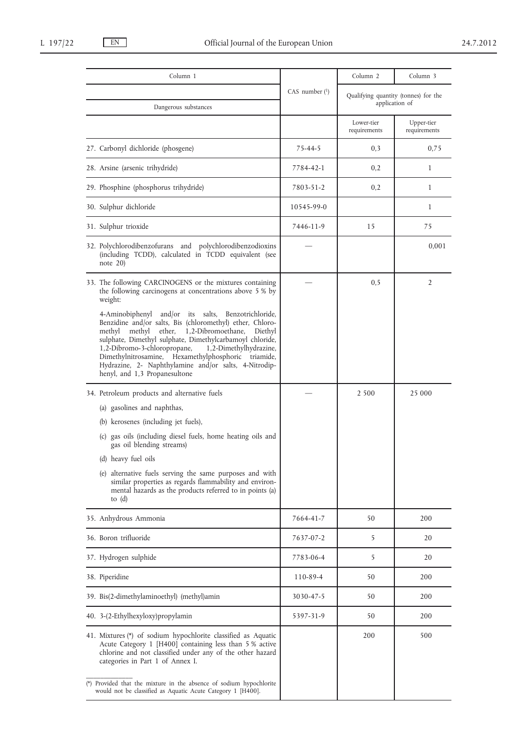| Column 1 | | Column 2 | Column 3 |
|---|---|---|---|
| | CAS number (1) | Qualifying quantity (tonnes) for the application of | |
| Dangerous substances | | | |
| | | Lower-tier requirements | Upper-tier requirements |
| 27. Carbonyl dichloride (phosgene) | 75-44-5 | 0,3 | 0,75 |
| 28. Arsine (arsenic trihydride) | 7784-42-1 | 0,2 | 1 |
| 29. Phosphine (phosphorus trihydride) | 7803-51-2 | 0,2 | 1 |
| 30. Sulphur dichloride | 10545-99-0 | | 1 |
| 31. Sulphur trioxide | 7446-11-9 | 15 | 75 |
| 32. Polychlorodibenzofurans and polychlorodibenzodioxins (including TCDD), calculated in TCDD equivalent (see note 20) | — | | 0,001 |
| 33. The following CARCINOGENS or the mixtures containing the following carcinogens at concentrations above 5 % by weight:<br><br>4-Aminobiphenyl and/or its salts, Benzotrichloride, Benzidine and/or salts, Bis (chloromethyl) ether, Chloromethyl methyl ether, 1,2-Dibromoethane, Diethyl sulphate, Dimethyl sulphate, Dimethylcarbamoyl chloride, 1,2-Dibromo-3-chloropropane, 1,2-Dimethylhydrazine, Dimethylnitrosamine, Hexamethylphosphoric triamide, Hydrazine, 2- Naphthylamine and/or salts, 4-Nitrodiphenyl, and 1,3 Propanesultone | — | 0,5 | 2 |
| 34. Petroleum products and alternative fuels<br>(a) gasolines and naphthas,<br>(b) kerosenes (including jet fuels),<br>(c) gas oils (including diesel fuels, home heating oils and gas oil blending streams)<br>(d) heavy fuel oils<br>(e) alternative fuels serving the same purposes and with similar properties as regards flammability and environmental hazards as the products referred to in points (a) to (d) | — | 2 500 | 25 000 |
| 35. Anhydrous Ammonia | 7664-41-7 | 50 | 200 |
| 36. Boron trifluoride | 7637-07-2 | 5 | 20 |
| 37. Hydrogen sulphide | 7783-06-4 | 5 | 20 |
| 38. Piperidine | 110-89-4 | 50 | 200 |
| 39. Bis(2-dimethylaminoethyl) (methyl)amin | 3030-47-5 | 50 | 200 |
| 40. 3-(2-Ethylhexyloxy)propylamin | 5397-31-9 | 50 | 200 |
| 41. Mixtures (*) of sodium hypochlorite classified as Aquatic Acute Category 1 [H400] containing less than 5 % active chlorine and not classified under any of the other hazard categories in Part 1 of Annex I.<br><br>(*) Provided that the mixture in the absence of sodium hypochlorite would not be classified as Aquatic Acute Category 1 [H400]. | | 200 | 500 |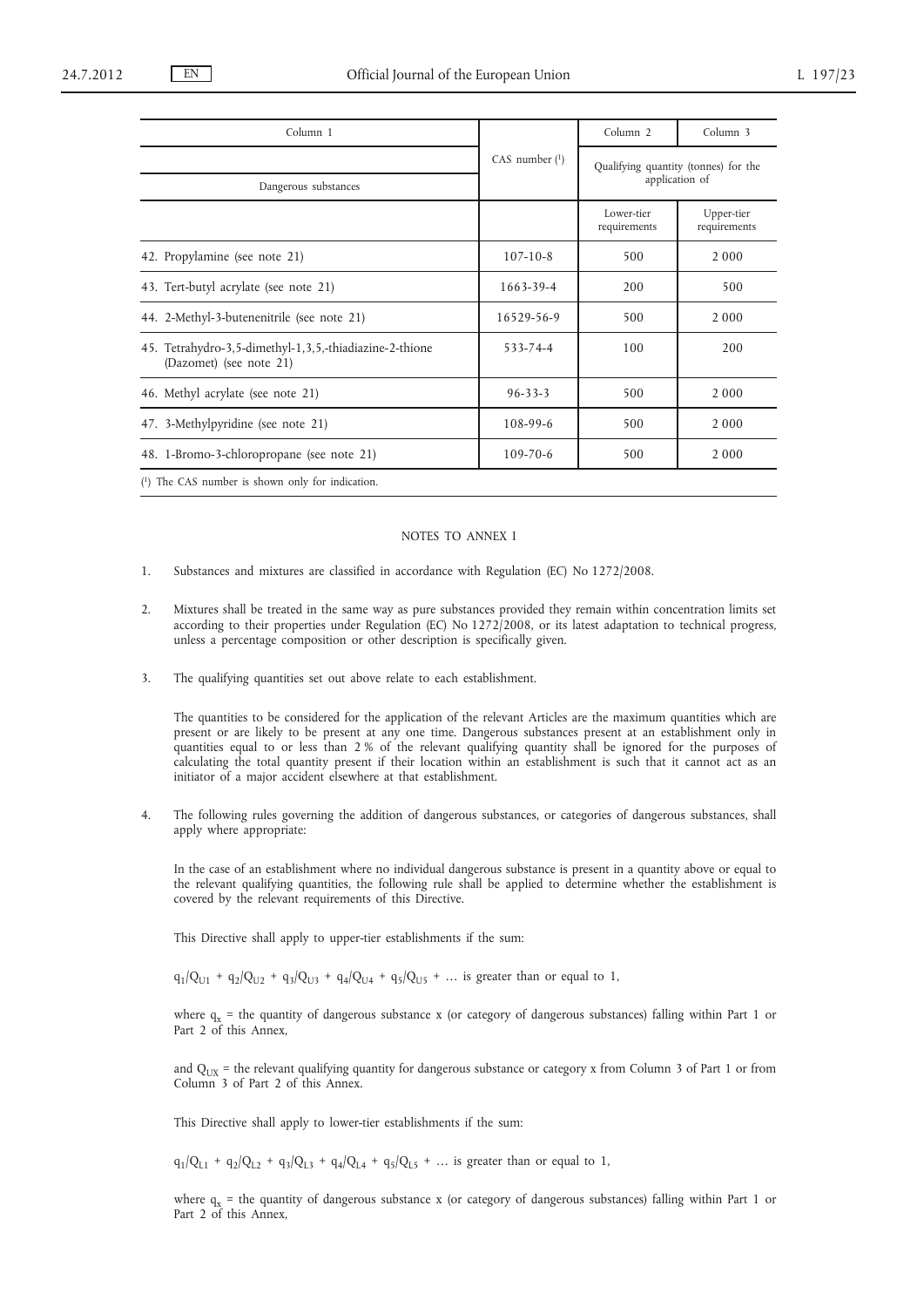| Column 1 | CAS number [1] | Column 2 | Column 3 |
|---|---|---|---|
| | | Qualifying quantity (tonnes) for the application of | |
| Dangerous substances | | | |
| | | Lower-tier requirements | Upper-tier requirements |
| 42. Propylamine (see note 21) | 107-10-8 | 500 | 2 000 |
| 43. Tert-butyl acrylate (see note 21) | 1663-39-4 | 200 | 500 |
| 44. 2-Methyl-3-butenenitrile (see note 21) | 16529-56-9 | 500 | 2 000 |
| 45. Tetrahydro-3,5-dimethyl-1,3,5,-thiadiazine-2-thione (Dazomet) (see note 21) | 533-74-4 | 100 | 200 |
| 46. Methyl acrylate (see note 21) | 96-33-3 | 500 | 2 000 |
| 47. 3-Methylpyridine (see note 21) | 108-99-6 | 500 | 2 000 |
| 48. 1-Bromo-3-chloropropane (see note 21) | 109-70-6 | 500 | 2 000 |

[1] The CAS number is shown only for indication.

## NOTES TO ANNEX I

1. Substances and mixtures are classified in accordance with Regulation (EC) No 1272/2008.

2. Mixtures shall be treated in the same way as pure substances provided they remain within concentration limits set according to their properties under Regulation (EC) No 1272/2008, or its latest adaptation to technical progress, unless a percentage composition or other description is specifically given.

3. The qualifying quantities set out above relate to each establishment.

   The quantities to be considered for the application of the relevant Articles are the maximum quantities which are present or are likely to be present at any one time. Dangerous substances present at an establishment only in quantities equal to or less than 2 % of the relevant qualifying quantity shall be ignored for the purposes of calculating the total quantity present if their location within an establishment is such that it cannot act as an initiator of a major accident elsewhere at that establishment.

4. The following rules governing the addition of dangerous substances, or categories of dangerous substances, shall apply where appropriate:

   In the case of an establishment where no individual dangerous substance is present in a quantity above or equal to the relevant qualifying quantities, the following rule shall be applied to determine whether the establishment is covered by the relevant requirements of this Directive.

   This Directive shall apply to upper-tier establishments if the sum:

   $q_1/Q_{U1} + q_2/Q_{U2} + q_3/Q_{U3} + q_4/Q_{U4} + q_5/Q_{U5} + \ldots$ is greater than or equal to 1,

   where $q_x$ = the quantity of dangerous substance x (or category of dangerous substances) falling within Part 1 or Part 2 of this Annex,

   and $Q_{UX}$ = the relevant qualifying quantity for dangerous substance or category x from Column 3 of Part 1 or from Column 3 of Part 2 of this Annex.

   This Directive shall apply to lower-tier establishments if the sum:

   $q_1/Q_{L1} + q_2/Q_{L2} + q_3/Q_{L3} + q_4/Q_{L4} + q_5/Q_{L5} + \ldots$ is greater than or equal to 1,

   where $q_x$ = the quantity of dangerous substance x (or category of dangerous substances) falling within Part 1 or Part 2 of this Annex,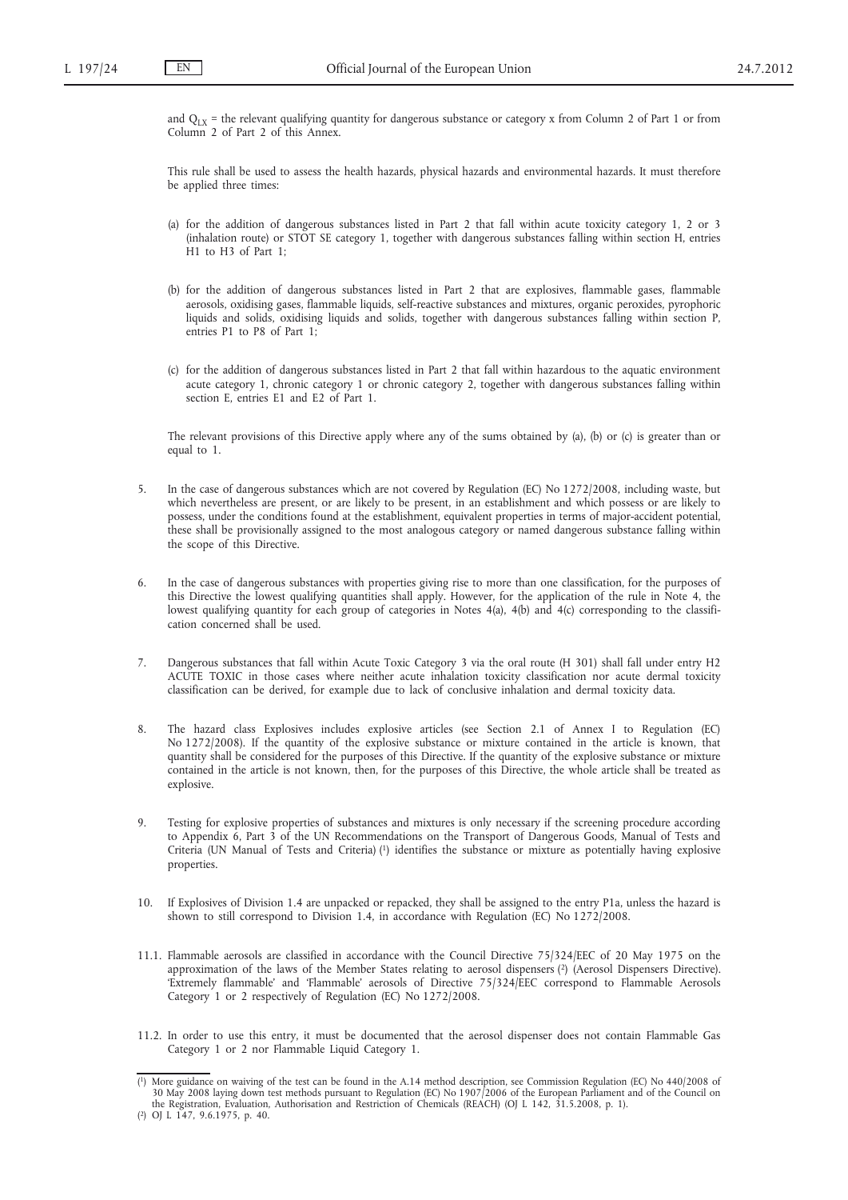and $Q_{LX}$ = the relevant qualifying quantity for dangerous substance or category x from Column 2 of Part 1 or from Column 2 of Part 2 of this Annex.

This rule shall be used to assess the health hazards, physical hazards and environmental hazards. It must therefore be applied three times:

(a) for the addition of dangerous substances listed in Part 2 that fall within acute toxicity category 1, 2 or 3 (inhalation route) or STOT SE category 1, together with dangerous substances falling within section H, entries H1 to H3 of Part 1;

(b) for the addition of dangerous substances listed in Part 2 that are explosives, flammable gases, flammable aerosols, oxidising gases, flammable liquids, self-reactive substances and mixtures, organic peroxides, pyrophoric liquids and solids, oxidising liquids and solids, together with dangerous substances falling within section P, entries P1 to P8 of Part 1;

(c) for the addition of dangerous substances listed in Part 2 that fall within hazardous to the aquatic environment acute category 1, chronic category 1 or chronic category 2, together with dangerous substances falling within section E, entries E1 and E2 of Part 1.

The relevant provisions of this Directive apply where any of the sums obtained by (a), (b) or (c) is greater than or equal to 1.

5. In the case of dangerous substances which are not covered by Regulation (EC) No 1272/2008, including waste, but which nevertheless are present, or are likely to be present, in an establishment and which possess or are likely to possess, under the conditions found at the establishment, equivalent properties in terms of major-accident potential, these shall be provisionally assigned to the most analogous category or named dangerous substance falling within the scope of this Directive.

6. In the case of dangerous substances with properties giving rise to more than one classification, for the purposes of this Directive the lowest qualifying quantities shall apply. However, for the application of the rule in Note 4, the lowest qualifying quantity for each group of categories in Notes 4(a), 4(b) and 4(c) corresponding to the classification concerned shall be used.

7. Dangerous substances that fall within Acute Toxic Category 3 via the oral route (H 301) shall fall under entry H2 ACUTE TOXIC in those cases where neither acute inhalation toxicity classification nor acute dermal toxicity classification can be derived, for example due to lack of conclusive inhalation and dermal toxicity data.

8. The hazard class Explosives includes explosive articles (see Section 2.1 of Annex I to Regulation (EC) No 1272/2008). If the quantity of the explosive substance or mixture contained in the article is known, that quantity shall be considered for the purposes of this Directive. If the quantity of the explosive substance or mixture contained in the article is not known, then, for the purposes of this Directive, the whole article shall be treated as explosive.

9. Testing for explosive properties of substances and mixtures is only necessary if the screening procedure according to Appendix 6, Part 3 of the UN Recommendations on the Transport of Dangerous Goods, Manual of Tests and Criteria (UN Manual of Tests and Criteria) [1] identifies the substance or mixture as potentially having explosive properties.

10. If Explosives of Division 1.4 are unpacked or repacked, they shall be assigned to the entry P1a, unless the hazard is shown to still correspond to Division 1.4, in accordance with Regulation (EC) No 1272/2008.

11.1. Flammable aerosols are classified in accordance with the Council Directive 75/324/EEC of 20 May 1975 on the approximation of the laws of the Member States relating to aerosol dispensers [2] (Aerosol Dispensers Directive). 'Extremely flammable' and 'Flammable' aerosols of Directive 75/324/EEC correspond to Flammable Aerosols Category 1 or 2 respectively of Regulation (EC) No 1272/2008.

11.2. In order to use this entry, it must be documented that the aerosol dispenser does not contain Flammable Gas Category 1 or 2 nor Flammable Liquid Category 1.

---

[1] More guidance on waiving of the test can be found in the A.14 method description, see Commission Regulation (EC) No 440/2008 of 30 May 2008 laying down test methods pursuant to Regulation (EC) No 1907/2006 of the European Parliament and of the Council on the Registration, Evaluation, Authorisation and Restriction of Chemicals (REACH) (OJ L 142, 31.5.2008, p. 1).

[2] OJ L 147, 9.6.1975, p. 40.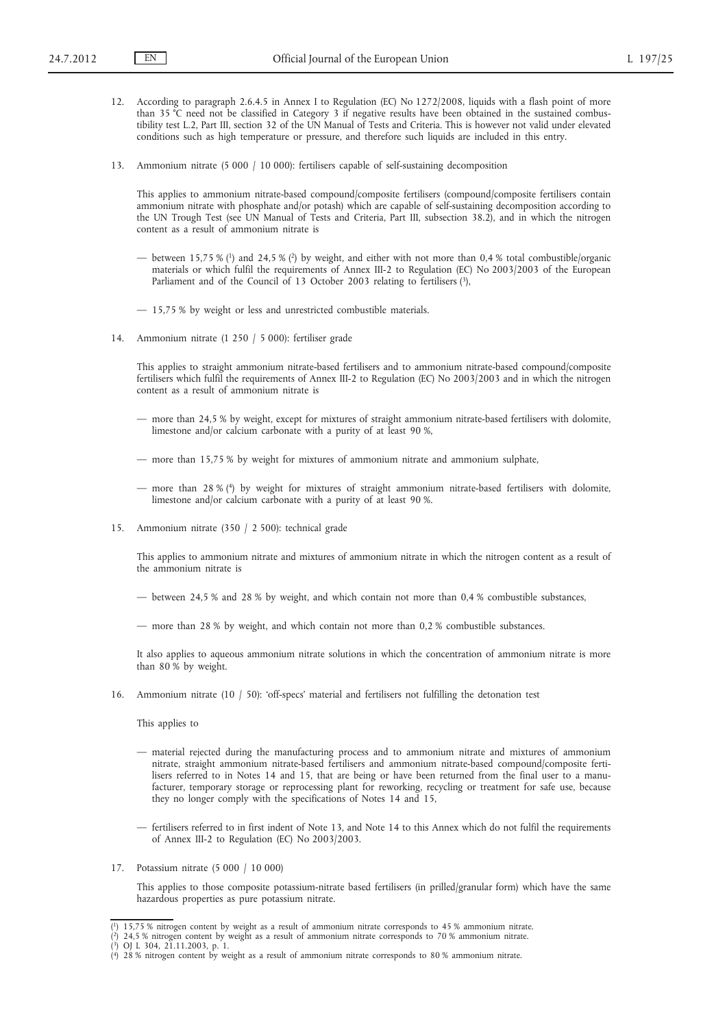12. According to paragraph 2.6.4.5 in Annex I to Regulation (EC) No 1272/2008, liquids with a flash point of more than 35 °C need not be classified in Category 3 if negative results have been obtained in the sustained combustibility test L.2, Part III, section 32 of the UN Manual of Tests and Criteria. This is however not valid under elevated conditions such as high temperature or pressure, and therefore such liquids are included in this entry.

13. Ammonium nitrate (5 000 / 10 000): fertilisers capable of self-sustaining decomposition

    This applies to ammonium nitrate-based compound/composite fertilisers (compound/composite fertilisers contain ammonium nitrate with phosphate and/or potash) which are capable of self-sustaining decomposition according to the UN Trough Test (see UN Manual of Tests and Criteria, Part III, subsection 38.2), and in which the nitrogen content as a result of ammonium nitrate is

    — between 15,75 % [1] and 24,5 % [2] by weight, and either with not more than 0,4 % total combustible/organic materials or which fulfil the requirements of Annex III-2 to Regulation (EC) No 2003/2003 of the European Parliament and of the Council of 13 October 2003 relating to fertilisers [3],

    — 15,75 % by weight or less and unrestricted combustible materials.

14. Ammonium nitrate (1 250 / 5 000): fertiliser grade

    This applies to straight ammonium nitrate-based fertilisers and to ammonium nitrate-based compound/composite fertilisers which fulfil the requirements of Annex III-2 to Regulation (EC) No 2003/2003 and in which the nitrogen content as a result of ammonium nitrate is

    — more than 24,5 % by weight, except for mixtures of straight ammonium nitrate-based fertilisers with dolomite, limestone and/or calcium carbonate with a purity of at least 90 %,

    — more than 15,75 % by weight for mixtures of ammonium nitrate and ammonium sulphate,

    — more than 28 % [4] by weight for mixtures of straight ammonium nitrate-based fertilisers with dolomite, limestone and/or calcium carbonate with a purity of at least 90 %.

15. Ammonium nitrate (350 / 2 500): technical grade

    This applies to ammonium nitrate and mixtures of ammonium nitrate in which the nitrogen content as a result of the ammonium nitrate is

    — between 24,5 % and 28 % by weight, and which contain not more than 0,4 % combustible substances,

    — more than 28 % by weight, and which contain not more than 0,2 % combustible substances.

    It also applies to aqueous ammonium nitrate solutions in which the concentration of ammonium nitrate is more than 80 % by weight.

16. Ammonium nitrate (10 / 50): 'off-specs' material and fertilisers not fulfilling the detonation test

    This applies to

    — material rejected during the manufacturing process and to ammonium nitrate and mixtures of ammonium nitrate, straight ammonium nitrate-based fertilisers and ammonium nitrate-based compound/composite fertilisers referred to in Notes 14 and 15, that are being or have been returned from the final user to a manufacturer, temporary storage or reprocessing plant for reworking, recycling or treatment for safe use, because they no longer comply with the specifications of Notes 14 and 15,

    — fertilisers referred to in first indent of Note 13, and Note 14 to this Annex which do not fulfil the requirements of Annex III-2 to Regulation (EC) No 2003/2003.

17. Potassium nitrate (5 000 / 10 000)

    This applies to those composite potassium-nitrate based fertilisers (in prilled/granular form) which have the same hazardous properties as pure potassium nitrate.

---

[1] 15,75 % nitrogen content by weight as a result of ammonium nitrate corresponds to 45 % ammonium nitrate.

[2] 24,5 % nitrogen content by weight as a result of ammonium nitrate corresponds to 70 % ammonium nitrate.

[3] OJ L 304, 21.11.2003, p. 1.

[4] 28 % nitrogen content by weight as a result of ammonium nitrate corresponds to 80 % ammonium nitrate.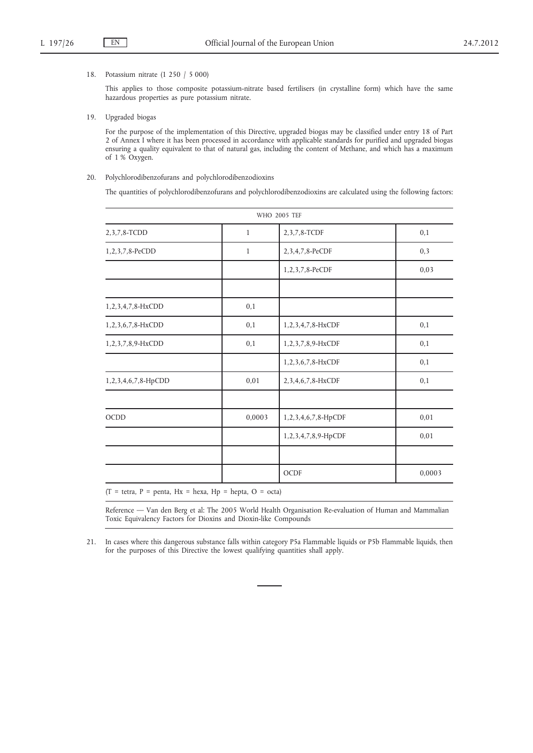18. Potassium nitrate (1 250 / 5 000)

    This applies to those composite potassium-nitrate based fertilisers (in crystalline form) which have the same hazardous properties as pure potassium nitrate.

19. Upgraded biogas

    For the purpose of the implementation of this Directive, upgraded biogas may be classified under entry 18 of Part 2 of Annex I where it has been processed in accordance with applicable standards for purified and upgraded biogas ensuring a quality equivalent to that of natural gas, including the content of Methane, and which has a maximum of 1 % Oxygen.

20. Polychlorodibenzofurans and polychlorodibenzodioxins

    The quantities of polychlorodibenzofurans and polychlorodibenzodioxins are calculated using the following factors:

| WHO 2005 TEF | | | |
|---|---|---|---|
| 2,3,7,8-TCDD | 1 | 2,3,7,8-TCDF | 0,1 |
| 1,2,3,7,8-PeCDD | 1 | 2,3,4,7,8-PeCDF | 0,3 |
| | | 1,2,3,7,8-PeCDF | 0,03 |
| | | | |
| 1,2,3,4,7,8-HxCDD | 0,1 | | |
| 1,2,3,6,7,8-HxCDD | 0,1 | 1,2,3,4,7,8-HxCDF | 0,1 |
| 1,2,3,7,8,9-HxCDD | 0,1 | 1,2,3,7,8,9-HxCDF | 0,1 |
| | | 1,2,3,6,7,8-HxCDF | 0,1 |
| 1,2,3,4,6,7,8-HpCDD | 0,01 | 2,3,4,6,7,8-HxCDF | 0,1 |
| | | | |
| OCDD | 0,0003 | 1,2,3,4,6,7,8-HpCDF | 0,01 |
| | | 1,2,3,4,7,8,9-HpCDF | 0,01 |
| | | | |
| | | OCDF | 0,0003 |

(T = tetra, P = penta, Hx = hexa, Hp = hepta, O = octa)

Reference — Van den Berg et al: The 2005 World Health Organisation Re-evaluation of Human and Mammalian Toxic Equivalency Factors for Dioxins and Dioxin-like Compounds

21. In cases where this dangerous substance falls within category P5a Flammable liquids or P5b Flammable liquids, then for the purposes of this Directive the lowest qualifying quantities shall apply.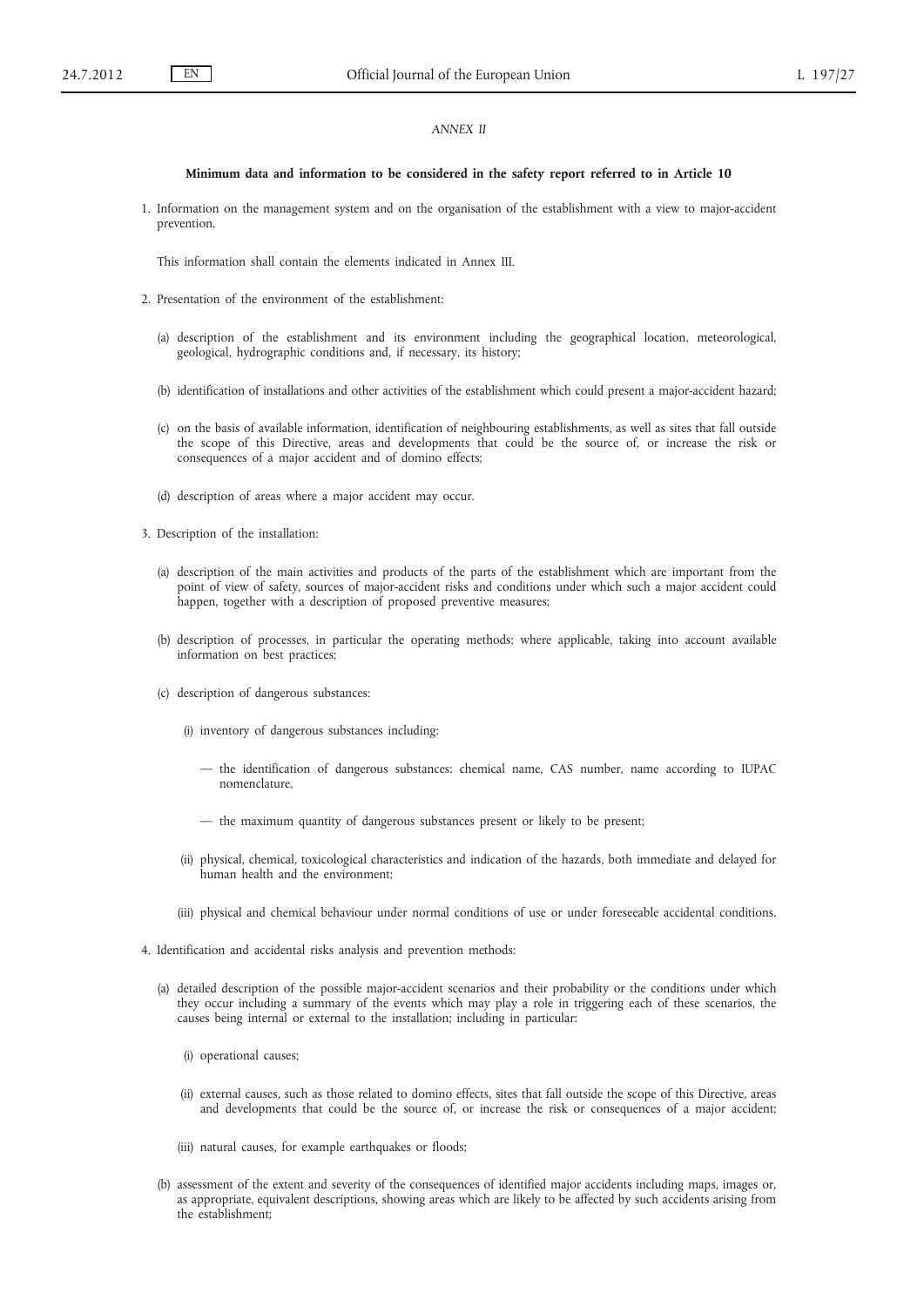*ANNEX II*

**Minimum data and information to be considered in the safety report referred to in Article 10**

1. Information on the management system and on the organisation of the establishment with a view to major-accident prevention.

   This information shall contain the elements indicated in Annex III.

2. Presentation of the environment of the establishment:

   (a) description of the establishment and its environment including the geographical location, meteorological, geological, hydrographic conditions and, if necessary, its history;

   (b) identification of installations and other activities of the establishment which could present a major-accident hazard;

   (c) on the basis of available information, identification of neighbouring establishments, as well as sites that fall outside the scope of this Directive, areas and developments that could be the source of, or increase the risk or consequences of a major accident and of domino effects;

   (d) description of areas where a major accident may occur.

3. Description of the installation:

   (a) description of the main activities and products of the parts of the establishment which are important from the point of view of safety, sources of major-accident risks and conditions under which such a major accident could happen, together with a description of proposed preventive measures;

   (b) description of processes, in particular the operating methods; where applicable, taking into account available information on best practices;

   (c) description of dangerous substances:

      (i) inventory of dangerous substances including:

      — the identification of dangerous substances: chemical name, CAS number, name according to IUPAC nomenclature,

      — the maximum quantity of dangerous substances present or likely to be present;

      (ii) physical, chemical, toxicological characteristics and indication of the hazards, both immediate and delayed for human health and the environment;

      (iii) physical and chemical behaviour under normal conditions of use or under foreseeable accidental conditions.

4. Identification and accidental risks analysis and prevention methods:

   (a) detailed description of the possible major-accident scenarios and their probability or the conditions under which they occur including a summary of the events which may play a role in triggering each of these scenarios, the causes being internal or external to the installation; including in particular:

      (i) operational causes;

      (ii) external causes, such as those related to domino effects, sites that fall outside the scope of this Directive, areas and developments that could be the source of, or increase the risk or consequences of a major accident;

      (iii) natural causes, for example earthquakes or floods;

   (b) assessment of the extent and severity of the consequences of identified major accidents including maps, images or, as appropriate, equivalent descriptions, showing areas which are likely to be affected by such accidents arising from the establishment;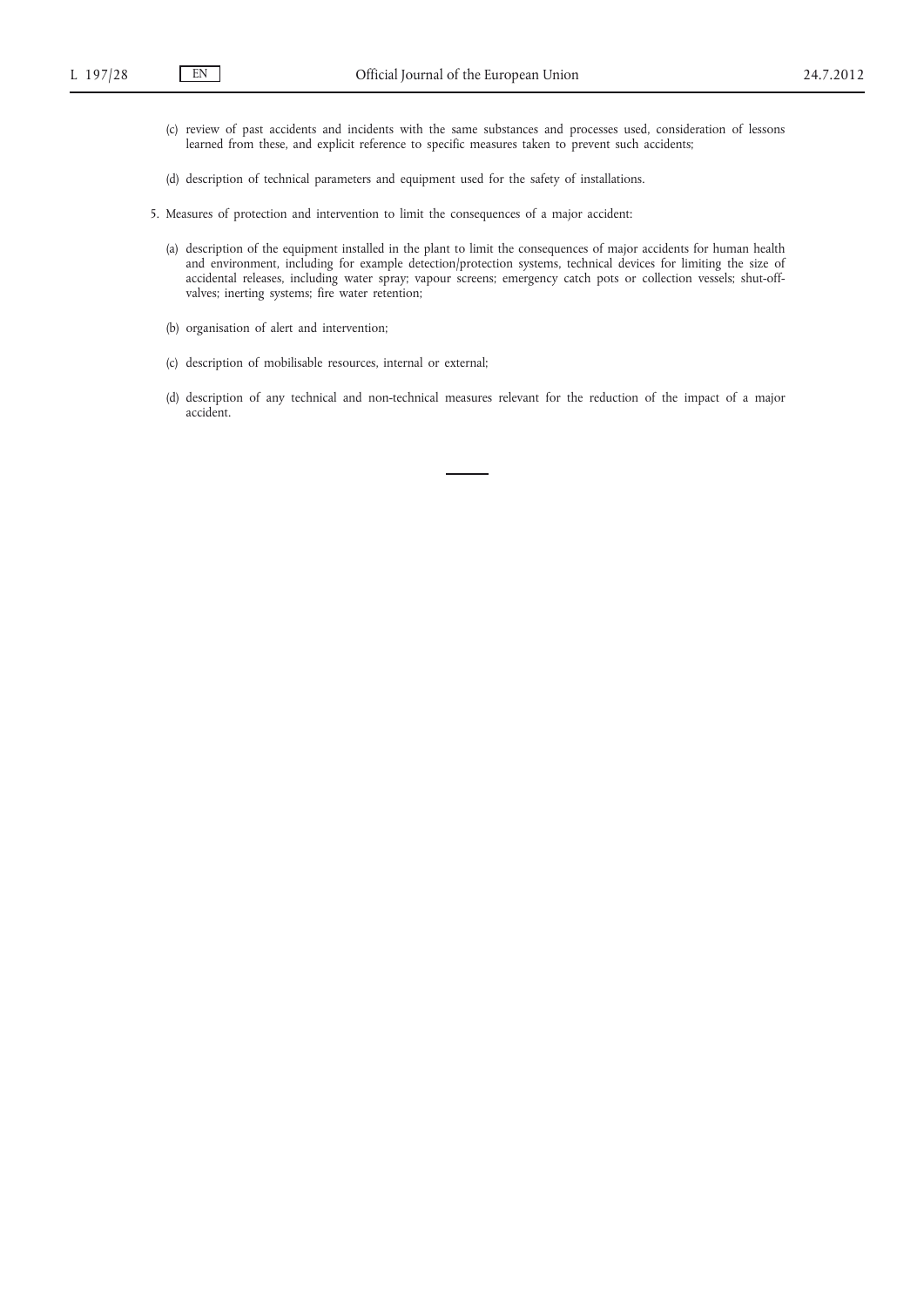(c) review of past accidents and incidents with the same substances and processes used, consideration of lessons learned from these, and explicit reference to specific measures taken to prevent such accidents;

(d) description of technical parameters and equipment used for the safety of installations.

5. Measures of protection and intervention to limit the consequences of a major accident:

(a) description of the equipment installed in the plant to limit the consequences of major accidents for human health and environment, including for example detection/protection systems, technical devices for limiting the size of accidental releases, including water spray; vapour screens; emergency catch pots or collection vessels; shut-off-valves; inerting systems; fire water retention;

(b) organisation of alert and intervention;

(c) description of mobilisable resources, internal or external;

(d) description of any technical and non-technical measures relevant for the reduction of the impact of a major accident.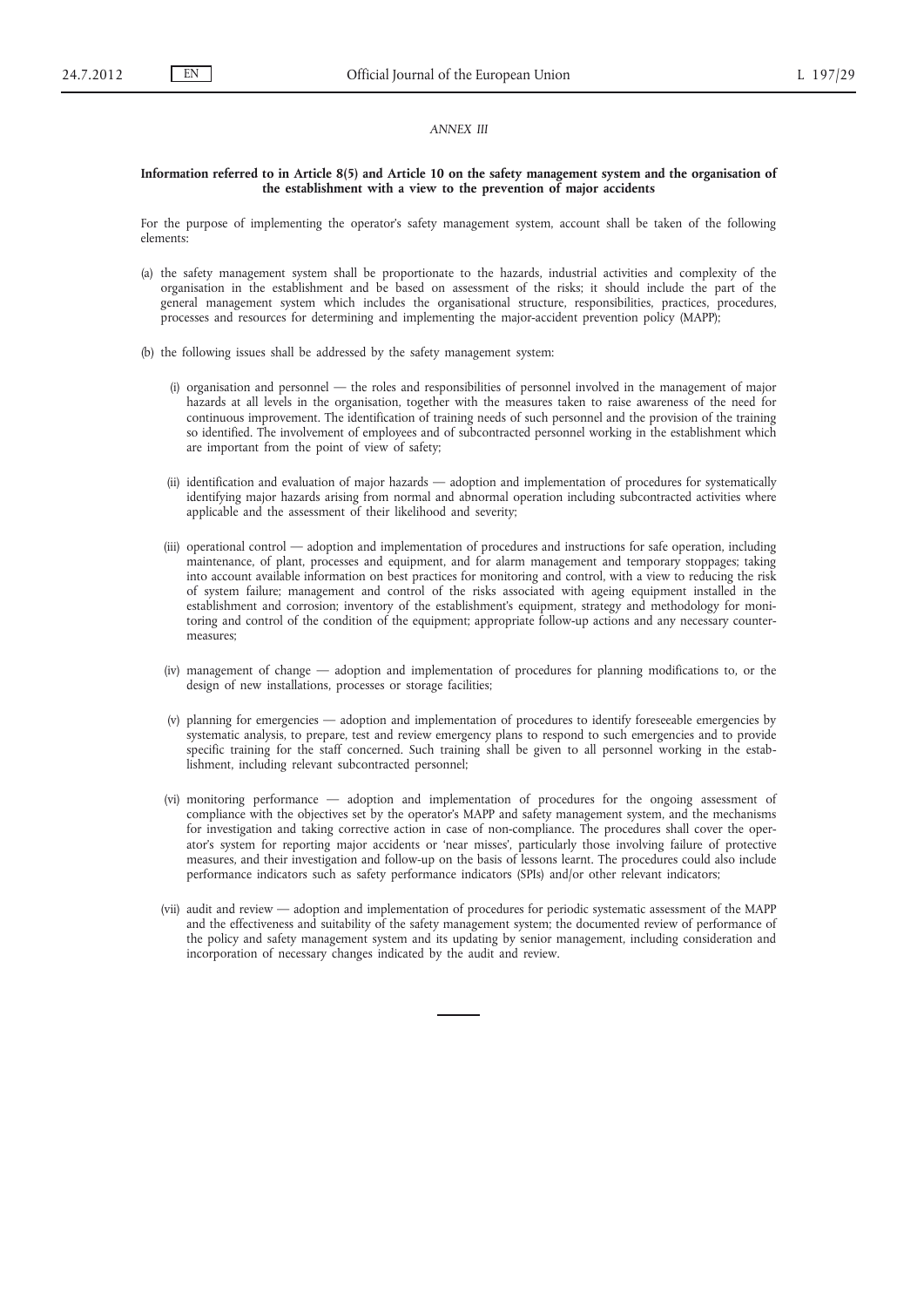*ANNEX III*

**Information referred to in Article 8(5) and Article 10 on the safety management system and the organisation of the establishment with a view to the prevention of major accidents**

For the purpose of implementing the operator's safety management system, account shall be taken of the following elements:

(a) the safety management system shall be proportionate to the hazards, industrial activities and complexity of the organisation in the establishment and be based on assessment of the risks; it should include the part of the general management system which includes the organisational structure, responsibilities, practices, procedures, processes and resources for determining and implementing the major-accident prevention policy (MAPP);

(b) the following issues shall be addressed by the safety management system:

(i) organisation and personnel — the roles and responsibilities of personnel involved in the management of major hazards at all levels in the organisation, together with the measures taken to raise awareness of the need for continuous improvement. The identification of training needs of such personnel and the provision of the training so identified. The involvement of employees and of subcontracted personnel working in the establishment which are important from the point of view of safety;

(ii) identification and evaluation of major hazards — adoption and implementation of procedures for systematically identifying major hazards arising from normal and abnormal operation including subcontracted activities where applicable and the assessment of their likelihood and severity;

(iii) operational control — adoption and implementation of procedures and instructions for safe operation, including maintenance, of plant, processes and equipment, and for alarm management and temporary stoppages; taking into account available information on best practices for monitoring and control, with a view to reducing the risk of system failure; management and control of the risks associated with ageing equipment installed in the establishment and corrosion; inventory of the establishment's equipment, strategy and methodology for monitoring and control of the condition of the equipment; appropriate follow-up actions and any necessary countermeasures;

(iv) management of change — adoption and implementation of procedures for planning modifications to, or the design of new installations, processes or storage facilities;

(v) planning for emergencies — adoption and implementation of procedures to identify foreseeable emergencies by systematic analysis, to prepare, test and review emergency plans to respond to such emergencies and to provide specific training for the staff concerned. Such training shall be given to all personnel working in the establishment, including relevant subcontracted personnel;

(vi) monitoring performance — adoption and implementation of procedures for the ongoing assessment of compliance with the objectives set by the operator's MAPP and safety management system, and the mechanisms for investigation and taking corrective action in case of non-compliance. The procedures shall cover the operator's system for reporting major accidents or 'near misses', particularly those involving failure of protective measures, and their investigation and follow-up on the basis of lessons learnt. The procedures could also include performance indicators such as safety performance indicators (SPIs) and/or other relevant indicators;

(vii) audit and review — adoption and implementation of procedures for periodic systematic assessment of the MAPP and the effectiveness and suitability of the safety management system; the documented review of performance of the policy and safety management system and its updating by senior management, including consideration and incorporation of necessary changes indicated by the audit and review.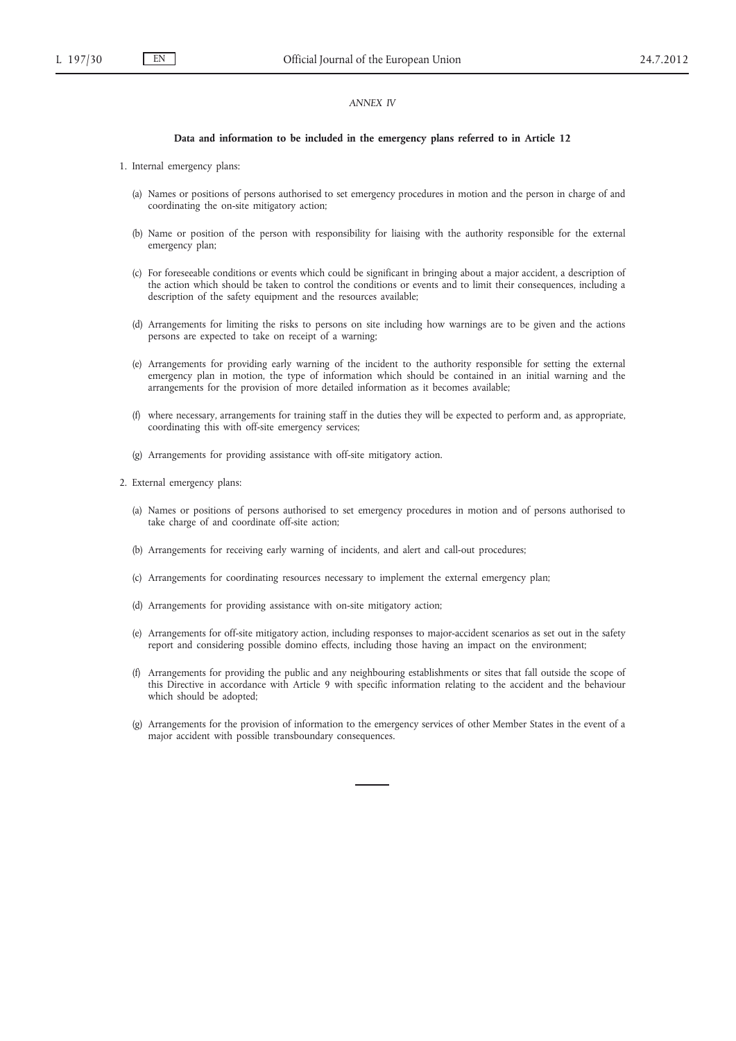*ANNEX IV*

**Data and information to be included in the emergency plans referred to in Article 12**

1. Internal emergency plans:

   (a) Names or positions of persons authorised to set emergency procedures in motion and the person in charge of and coordinating the on-site mitigatory action;

   (b) Name or position of the person with responsibility for liaising with the authority responsible for the external emergency plan;

   (c) For foreseeable conditions or events which could be significant in bringing about a major accident, a description of the action which should be taken to control the conditions or events and to limit their consequences, including a description of the safety equipment and the resources available;

   (d) Arrangements for limiting the risks to persons on site including how warnings are to be given and the actions persons are expected to take on receipt of a warning;

   (e) Arrangements for providing early warning of the incident to the authority responsible for setting the external emergency plan in motion, the type of information which should be contained in an initial warning and the arrangements for the provision of more detailed information as it becomes available;

   (f) where necessary, arrangements for training staff in the duties they will be expected to perform and, as appropriate, coordinating this with off-site emergency services;

   (g) Arrangements for providing assistance with off-site mitigatory action.

2. External emergency plans:

   (a) Names or positions of persons authorised to set emergency procedures in motion and of persons authorised to take charge of and coordinate off-site action;

   (b) Arrangements for receiving early warning of incidents, and alert and call-out procedures;

   (c) Arrangements for coordinating resources necessary to implement the external emergency plan;

   (d) Arrangements for providing assistance with on-site mitigatory action;

   (e) Arrangements for off-site mitigatory action, including responses to major-accident scenarios as set out in the safety report and considering possible domino effects, including those having an impact on the environment;

   (f) Arrangements for providing the public and any neighbouring establishments or sites that fall outside the scope of this Directive in accordance with Article 9 with specific information relating to the accident and the behaviour which should be adopted;

   (g) Arrangements for the provision of information to the emergency services of other Member States in the event of a major accident with possible transboundary consequences.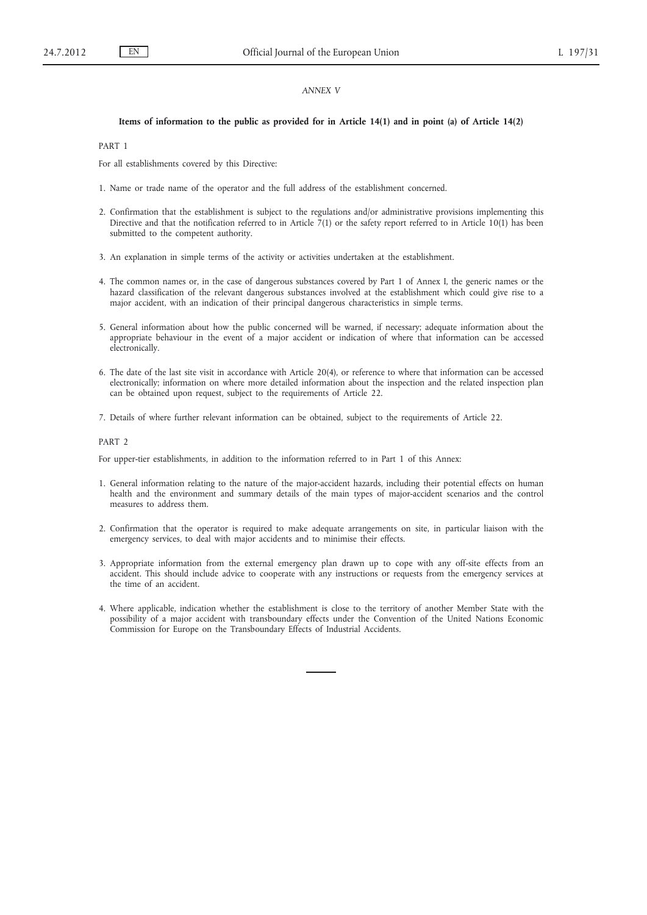*ANNEX V*

**Items of information to the public as provided for in Article 14(1) and in point (a) of Article 14(2)**

PART 1

For all establishments covered by this Directive:

1. Name or trade name of the operator and the full address of the establishment concerned.

2. Confirmation that the establishment is subject to the regulations and/or administrative provisions implementing this Directive and that the notification referred to in Article 7(1) or the safety report referred to in Article 10(1) has been submitted to the competent authority.

3. An explanation in simple terms of the activity or activities undertaken at the establishment.

4. The common names or, in the case of dangerous substances covered by Part 1 of Annex I, the generic names or the hazard classification of the relevant dangerous substances involved at the establishment which could give rise to a major accident, with an indication of their principal dangerous characteristics in simple terms.

5. General information about how the public concerned will be warned, if necessary; adequate information about the appropriate behaviour in the event of a major accident or indication of where that information can be accessed electronically.

6. The date of the last site visit in accordance with Article 20(4), or reference to where that information can be accessed electronically; information on where more detailed information about the inspection and the related inspection plan can be obtained upon request, subject to the requirements of Article 22.

7. Details of where further relevant information can be obtained, subject to the requirements of Article 22.

PART 2

For upper-tier establishments, in addition to the information referred to in Part 1 of this Annex:

1. General information relating to the nature of the major-accident hazards, including their potential effects on human health and the environment and summary details of the main types of major-accident scenarios and the control measures to address them.

2. Confirmation that the operator is required to make adequate arrangements on site, in particular liaison with the emergency services, to deal with major accidents and to minimise their effects.

3. Appropriate information from the external emergency plan drawn up to cope with any off-site effects from an accident. This should include advice to cooperate with any instructions or requests from the emergency services at the time of an accident.

4. Where applicable, indication whether the establishment is close to the territory of another Member State with the possibility of a major accident with transboundary effects under the Convention of the United Nations Economic Commission for Europe on the Transboundary Effects of Industrial Accidents.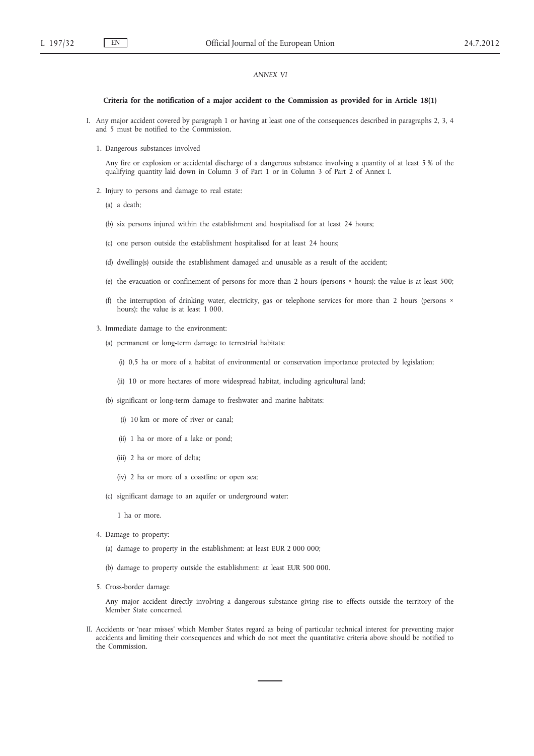*ANNEX VI*

**Criteria for the notification of a major accident to the Commission as provided for in Article 18(1)**

I. Any major accident covered by paragraph 1 or having at least one of the consequences described in paragraphs 2, 3, 4 and 5 must be notified to the Commission.

1. Dangerous substances involved

   Any fire or explosion or accidental discharge of a dangerous substance involving a quantity of at least 5 % of the qualifying quantity laid down in Column 3 of Part 1 or in Column 3 of Part 2 of Annex I.

2. Injury to persons and damage to real estate:

   (a) a death;

   (b) six persons injured within the establishment and hospitalised for at least 24 hours;

   (c) one person outside the establishment hospitalised for at least 24 hours;

   (d) dwelling(s) outside the establishment damaged and unusable as a result of the accident;

   (e) the evacuation or confinement of persons for more than 2 hours (persons × hours): the value is at least 500;

   (f) the interruption of drinking water, electricity, gas or telephone services for more than 2 hours (persons × hours): the value is at least 1 000.

3. Immediate damage to the environment:

   (a) permanent or long-term damage to terrestrial habitats:

      (i) 0,5 ha or more of a habitat of environmental or conservation importance protected by legislation;

      (ii) 10 or more hectares of more widespread habitat, including agricultural land;

   (b) significant or long-term damage to freshwater and marine habitats:

      (i) 10 km or more of river or canal;

      (ii) 1 ha or more of a lake or pond;

      (iii) 2 ha or more of delta;

      (iv) 2 ha or more of a coastline or open sea;

   (c) significant damage to an aquifer or underground water:

      1 ha or more.

4. Damage to property:

   (a) damage to property in the establishment: at least EUR 2 000 000;

   (b) damage to property outside the establishment: at least EUR 500 000.

5. Cross-border damage

   Any major accident directly involving a dangerous substance giving rise to effects outside the territory of the Member State concerned.

II. Accidents or 'near misses' which Member States regard as being of particular technical interest for preventing major accidents and limiting their consequences and which do not meet the quantitative criteria above should be notified to the Commission.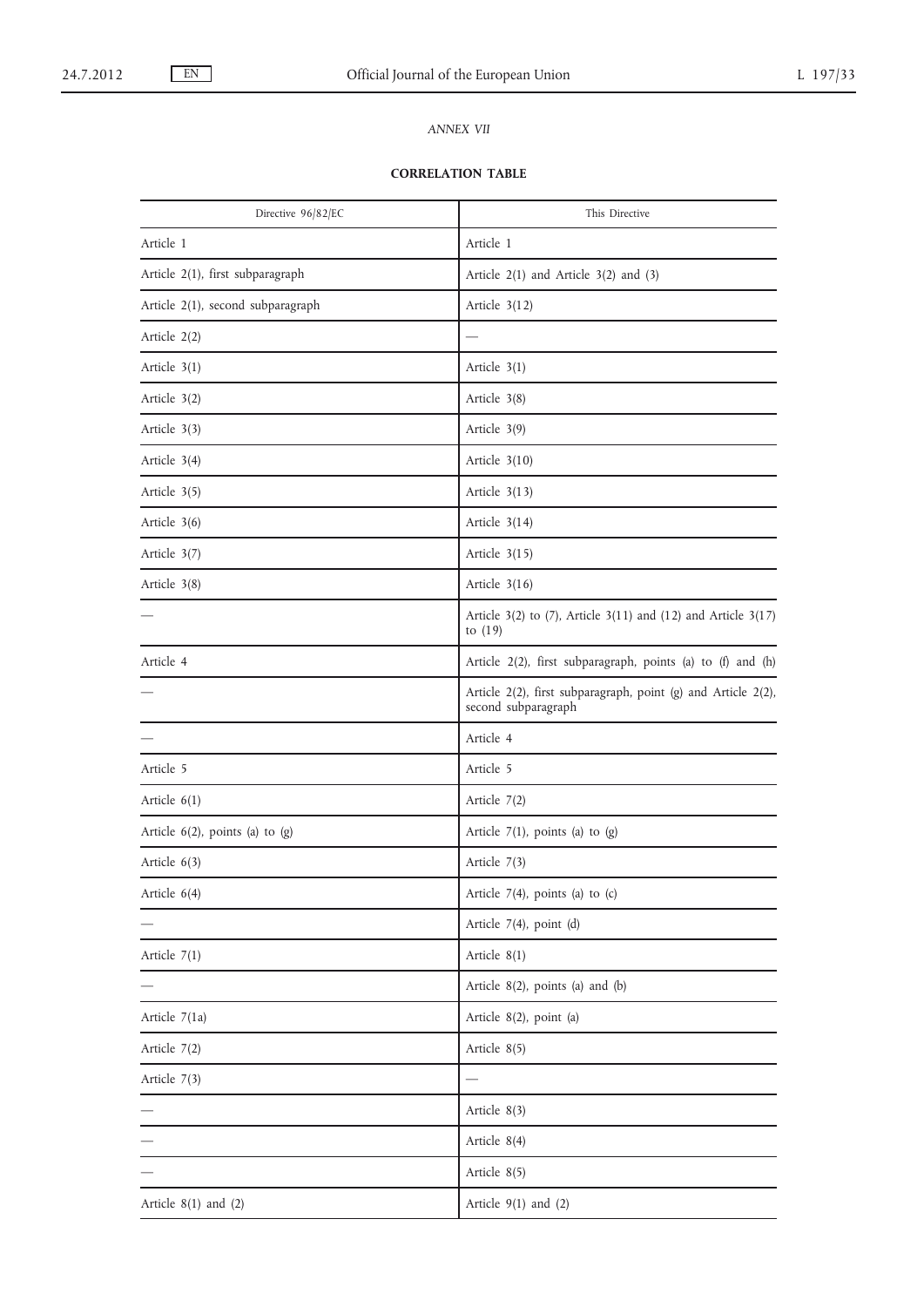*ANNEX VII*

**CORRELATION TABLE**

| Directive 96/82/EC | This Directive |
|---|---|
| Article 1 | Article 1 |
| Article 2(1), first subparagraph | Article 2(1) and Article 3(2) and (3) |
| Article 2(1), second subparagraph | Article 3(12) |
| Article 2(2) | — |
| Article 3(1) | Article 3(1) |
| Article 3(2) | Article 3(8) |
| Article 3(3) | Article 3(9) |
| Article 3(4) | Article 3(10) |
| Article 3(5) | Article 3(13) |
| Article 3(6) | Article 3(14) |
| Article 3(7) | Article 3(15) |
| Article 3(8) | Article 3(16) |
| — | Article 3(2) to (7), Article 3(11) and (12) and Article 3(17) to (19) |
| Article 4 | Article 2(2), first subparagraph, points (a) to (f) and (h) |
| — | Article 2(2), first subparagraph, point (g) and Article 2(2), second subparagraph |
| — | Article 4 |
| Article 5 | Article 5 |
| Article 6(1) | Article 7(2) |
| Article 6(2), points (a) to (g) | Article 7(1), points (a) to (g) |
| Article 6(3) | Article 7(3) |
| Article 6(4) | Article 7(4), points (a) to (c) |
| — | Article 7(4), point (d) |
| Article 7(1) | Article 8(1) |
| — | Article 8(2), points (a) and (b) |
| Article 7(1a) | Article 8(2), point (a) |
| Article 7(2) | Article 8(5) |
| Article 7(3) | — |
| — | Article 8(3) |
| — | Article 8(4) |
| — | Article 8(5) |
| Article 8(1) and (2) | Article 9(1) and (2) |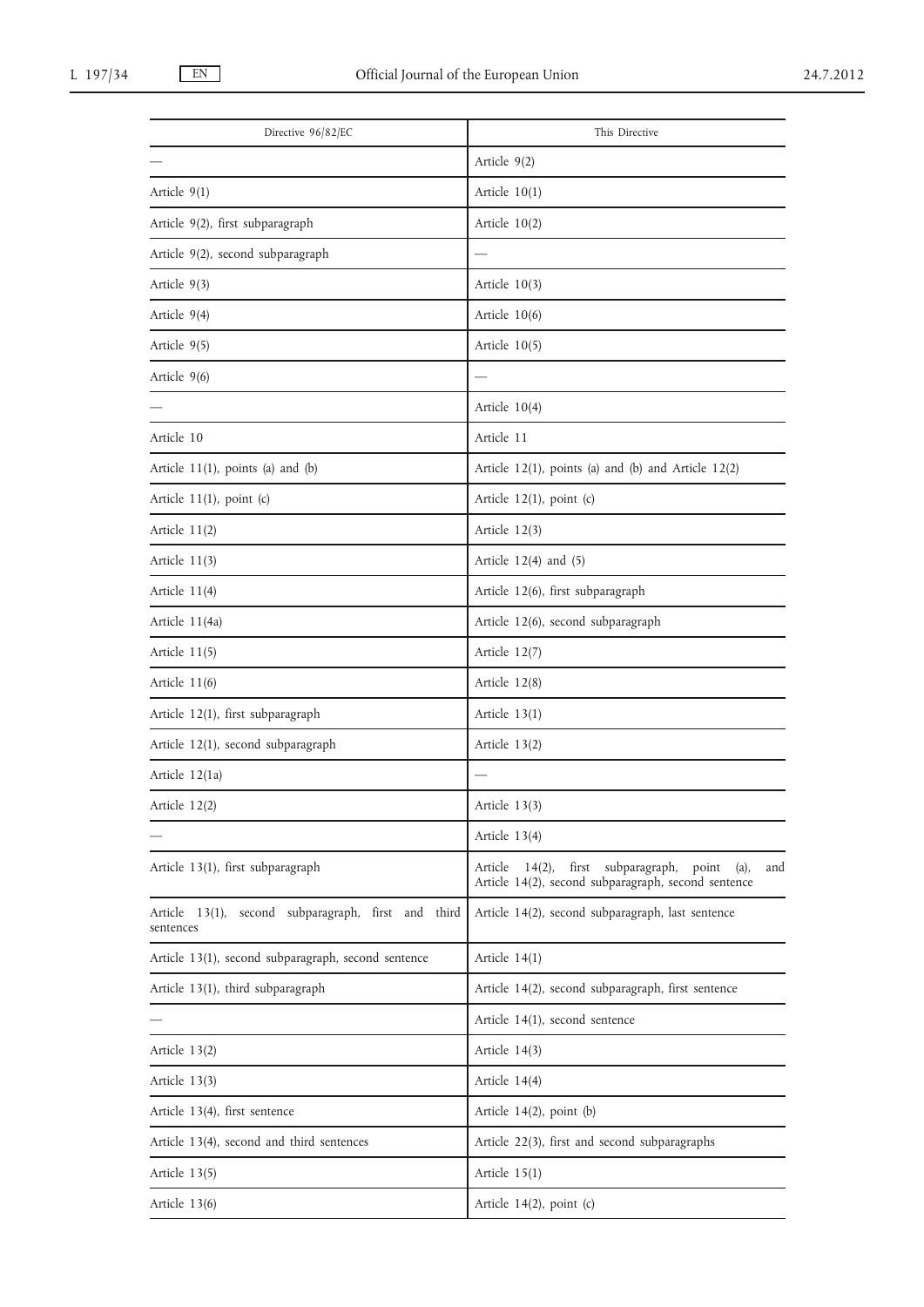| Directive 96/82/EC | This Directive |
| --- | --- |
| — | Article 9(2) |
| Article 9(1) | Article 10(1) |
| Article 9(2), first subparagraph | Article 10(2) |
| Article 9(2), second subparagraph | — |
| Article 9(3) | Article 10(3) |
| Article 9(4) | Article 10(6) |
| Article 9(5) | Article 10(5) |
| Article 9(6) | — |
| — | Article 10(4) |
| Article 10 | Article 11 |
| Article 11(1), points (a) and (b) | Article 12(1), points (a) and (b) and Article 12(2) |
| Article 11(1), point (c) | Article 12(1), point (c) |
| Article 11(2) | Article 12(3) |
| Article 11(3) | Article 12(4) and (5) |
| Article 11(4) | Article 12(6), first subparagraph |
| Article 11(4a) | Article 12(6), second subparagraph |
| Article 11(5) | Article 12(7) |
| Article 11(6) | Article 12(8) |
| Article 12(1), first subparagraph | Article 13(1) |
| Article 12(1), second subparagraph | Article 13(2) |
| Article 12(1a) | — |
| Article 12(2) | Article 13(3) |
| — | Article 13(4) |
| Article 13(1), first subparagraph | Article 14(2), first subparagraph, point (a), and Article 14(2), second subparagraph, second sentence |
| Article 13(1), second subparagraph, first and third sentences | Article 14(2), second subparagraph, last sentence |
| Article 13(1), second subparagraph, second sentence | Article 14(1) |
| Article 13(1), third subparagraph | Article 14(2), second subparagraph, first sentence |
| — | Article 14(1), second sentence |
| Article 13(2) | Article 14(3) |
| Article 13(3) | Article 14(4) |
| Article 13(4), first sentence | Article 14(2), point (b) |
| Article 13(4), second and third sentences | Article 22(3), first and second subparagraphs |
| Article 13(5) | Article 15(1) |
| Article 13(6) | Article 14(2), point (c) |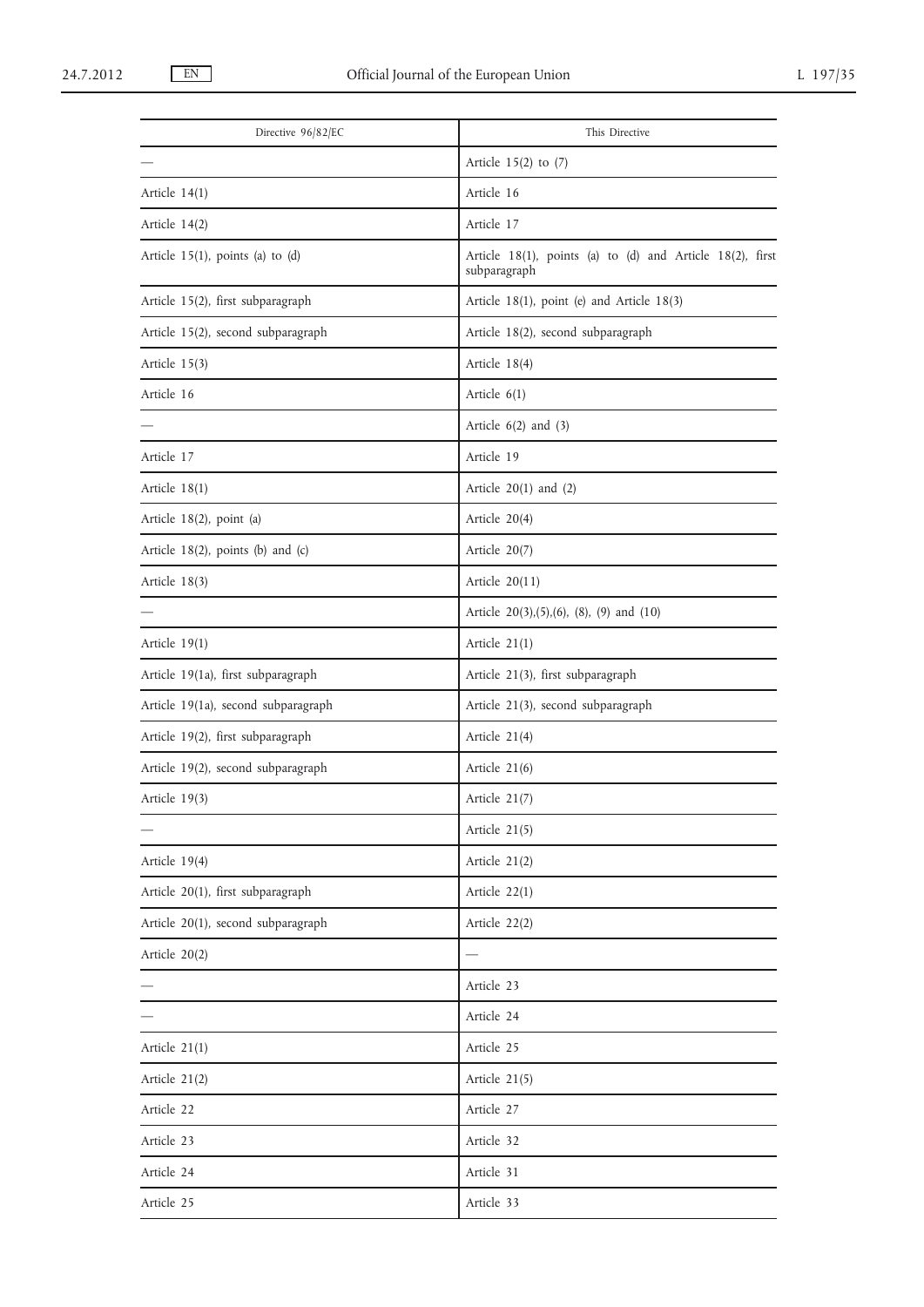| Directive 96/82/EC | This Directive |
| --- | --- |
| — | Article 15(2) to (7) |
| Article 14(1) | Article 16 |
| Article 14(2) | Article 17 |
| Article 15(1), points (a) to (d) | Article 18(1), points (a) to (d) and Article 18(2), first subparagraph |
| Article 15(2), first subparagraph | Article 18(1), point (e) and Article 18(3) |
| Article 15(2), second subparagraph | Article 18(2), second subparagraph |
| Article 15(3) | Article 18(4) |
| Article 16 | Article 6(1) |
| — | Article 6(2) and (3) |
| Article 17 | Article 19 |
| Article 18(1) | Article 20(1) and (2) |
| Article 18(2), point (a) | Article 20(4) |
| Article 18(2), points (b) and (c) | Article 20(7) |
| Article 18(3) | Article 20(11) |
| — | Article 20(3),(5),(6), (8), (9) and (10) |
| Article 19(1) | Article 21(1) |
| Article 19(1a), first subparagraph | Article 21(3), first subparagraph |
| Article 19(1a), second subparagraph | Article 21(3), second subparagraph |
| Article 19(2), first subparagraph | Article 21(4) |
| Article 19(2), second subparagraph | Article 21(6) |
| Article 19(3) | Article 21(7) |
| — | Article 21(5) |
| Article 19(4) | Article 21(2) |
| Article 20(1), first subparagraph | Article 22(1) |
| Article 20(1), second subparagraph | Article 22(2) |
| Article 20(2) | — |
| — | Article 23 |
| — | Article 24 |
| Article 21(1) | Article 25 |
| Article 21(2) | Article 21(5) |
| Article 22 | Article 27 |
| Article 23 | Article 32 |
| Article 24 | Article 31 |
| Article 25 | Article 33 |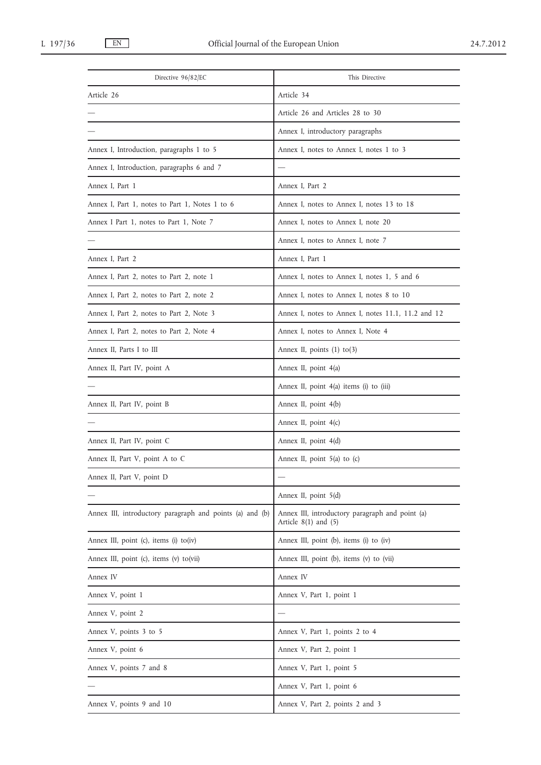| Directive 96/82/EC | This Directive |
|---|---|
| Article 26 | Article 34 |
| — | Article 26 and Articles 28 to 30 |
| — | Annex I, introductory paragraphs |
| Annex I, Introduction, paragraphs 1 to 5 | Annex I, notes to Annex I, notes 1 to 3 |
| Annex I, Introduction, paragraphs 6 and 7 | — |
| Annex I, Part 1 | Annex I, Part 2 |
| Annex I, Part 1, notes to Part 1, Notes 1 to 6 | Annex I, notes to Annex I, notes 13 to 18 |
| Annex I Part 1, notes to Part 1, Note 7 | Annex I, notes to Annex I, note 20 |
| — | Annex I, notes to Annex I, note 7 |
| Annex I, Part 2 | Annex I, Part 1 |
| Annex I, Part 2, notes to Part 2, note 1 | Annex I, notes to Annex I, notes 1, 5 and 6 |
| Annex I, Part 2, notes to Part 2, note 2 | Annex I, notes to Annex I, notes 8 to 10 |
| Annex I, Part 2, notes to Part 2, Note 3 | Annex I, notes to Annex I, notes 11.1, 11.2 and 12 |
| Annex I, Part 2, notes to Part 2, Note 4 | Annex I, notes to Annex I, Note 4 |
| Annex II, Parts I to III | Annex II, points (1) to(3) |
| Annex II, Part IV, point A | Annex II, point 4(a) |
| — | Annex II, point 4(a) items (i) to (iii) |
| Annex II, Part IV, point B | Annex II, point 4(b) |
| — | Annex II, point 4(c) |
| Annex II, Part IV, point C | Annex II, point 4(d) |
| Annex II, Part V, point A to C | Annex II, point 5(a) to (c) |
| Annex II, Part V, point D | — |
| — | Annex II, point 5(d) |
| Annex III, introductory paragraph and points (a) and (b) | Annex III, introductory paragraph and point (a) Article 8(1) and (5) |
| Annex III, point (c), items (i) to(iv) | Annex III, point (b), items (i) to (iv) |
| Annex III, point (c), items (v) to(vii) | Annex III, point (b), items (v) to (vii) |
| Annex IV | Annex IV |
| Annex V, point 1 | Annex V, Part 1, point 1 |
| Annex V, point 2 | — |
| Annex V, points 3 to 5 | Annex V, Part 1, points 2 to 4 |
| Annex V, point 6 | Annex V, Part 2, point 1 |
| Annex V, points 7 and 8 | Annex V, Part 1, point 5 |
| — | Annex V, Part 1, point 6 |
| Annex V, points 9 and 10 | Annex V, Part 2, points 2 and 3 |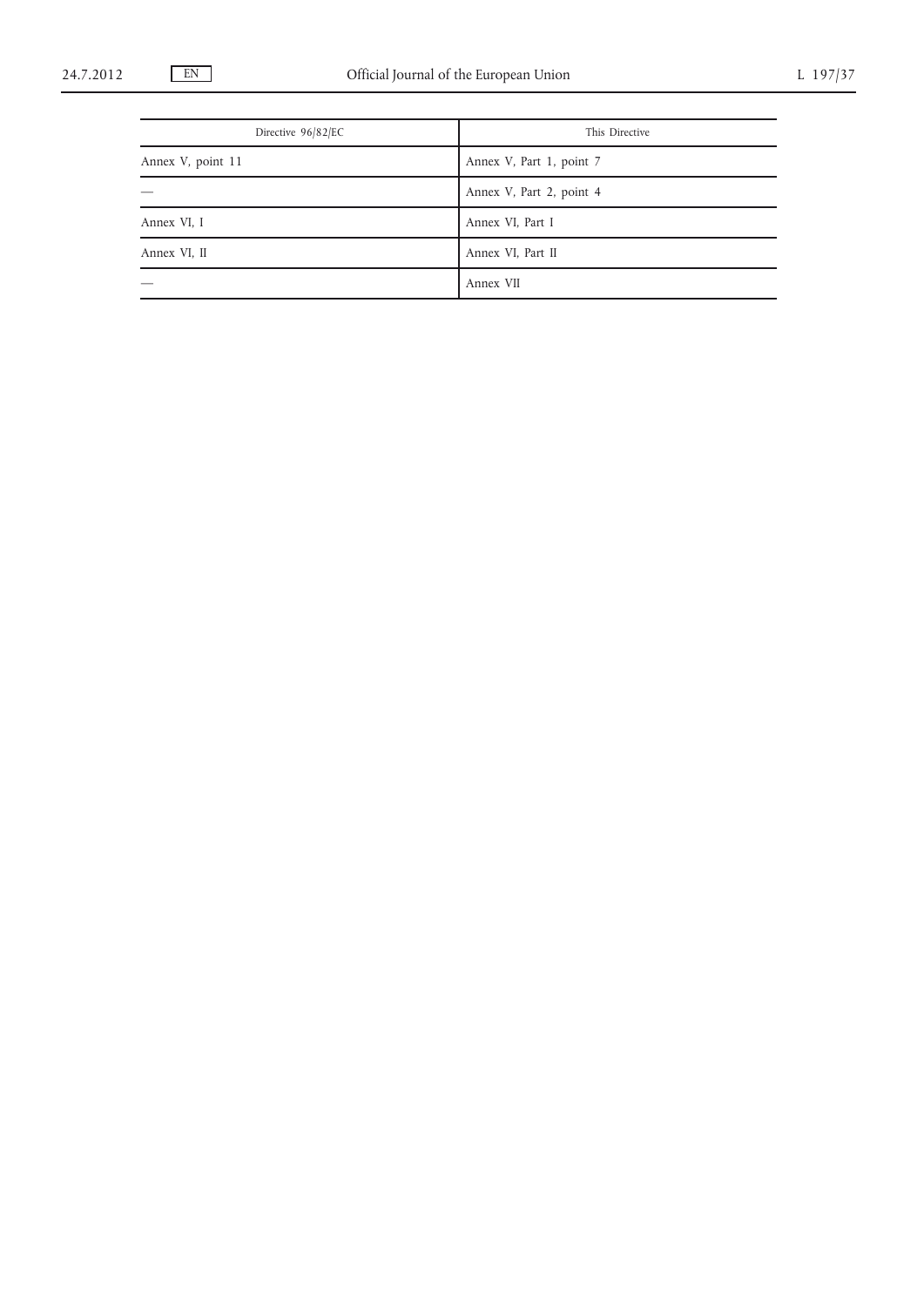| Directive 96/82/EC | This Directive |
|---|---|
| Annex V, point 11 | Annex V, Part 1, point 7 |
| — | Annex V, Part 2, point 4 |
| Annex VI, I | Annex VI, Part I |
| Annex VI, II | Annex VI, Part II |
| — | Annex VII |